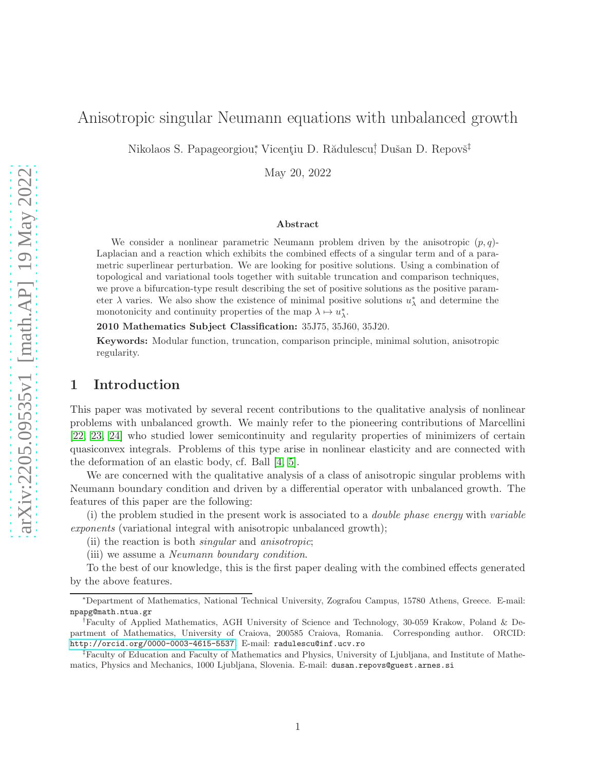# Anisotropic singular Neumann equations with unbalanced growth

Nikolaos S. Papageorgiou,[*] Vicenţiu D. Rădulescu,[†] Dušan D. Repovš[‡]

May 20, 2022

### Abstract

We consider a nonlinear parametric Neumann problem driven by the anisotropic $(p, q)$-Laplacian and a reaction which exhibits the combined effects of a singular term and of a parametric superlinear perturbation. We are looking for positive solutions. Using a combination of topological and variational tools together with suitable truncation and comparison techniques, we prove a bifurcation-type result describing the set of positive solutions as the positive parameter $\lambda$ varies. We also show the existence of minimal positive solutions $u^*_\lambda$ and determine the monotonicity and continuity properties of the map $\lambda \mapsto u^*_\lambda$.

**2010 Mathematics Subject Classification:** 35J75, 35J60, 35J20.

**Keywords:** Modular function, truncation, comparison principle, minimal solution, anisotropic regularity.

## 1 Introduction

This paper was motivated by several recent contributions to the qualitative analysis of nonlinear problems with unbalanced growth. We mainly refer to the pioneering contributions of Marcellini [22, 23, 24] who studied lower semicontinuity and regularity properties of minimizers of certain quasiconvex integrals. Problems of this type arise in nonlinear elasticity and are connected with the deformation of an elastic body, cf. Ball [4, 5].

We are concerned with the qualitative analysis of a class of anisotropic singular problems with Neumann boundary condition and driven by a differential operator with unbalanced growth. The features of this paper are the following:

(i) the problem studied in the present work is associated to a *double phase energy* with *variable exponents* (variational integral with anisotropic unbalanced growth);

(ii) the reaction is both *singular* and *anisotropic*;

(iii) we assume a *Neumann boundary condition*.

To the best of our knowledge, this is the first paper dealing with the combined effects generated by the above features.

---

[*] Department of Mathematics, National Technical University, Zografou Campus, 15780 Athens, Greece. E-mail: npapg@math.ntua.gr

[†] Faculty of Applied Mathematics, AGH University of Science and Technology, 30-059 Krakow, Poland & Department of Mathematics, University of Craiova, 200585 Craiova, Romania. Corresponding author. ORCID: http://orcid.org/0000-0003-4615-5537. E-mail: radulescu@inf.ucv.ro

[‡] Faculty of Education and Faculty of Mathematics and Physics, University of Ljubljana, and Institute of Mathematics, Physics and Mechanics, 1000 Ljubljana, Slovenia. E-mail: dusan.repovs@guest.arnes.si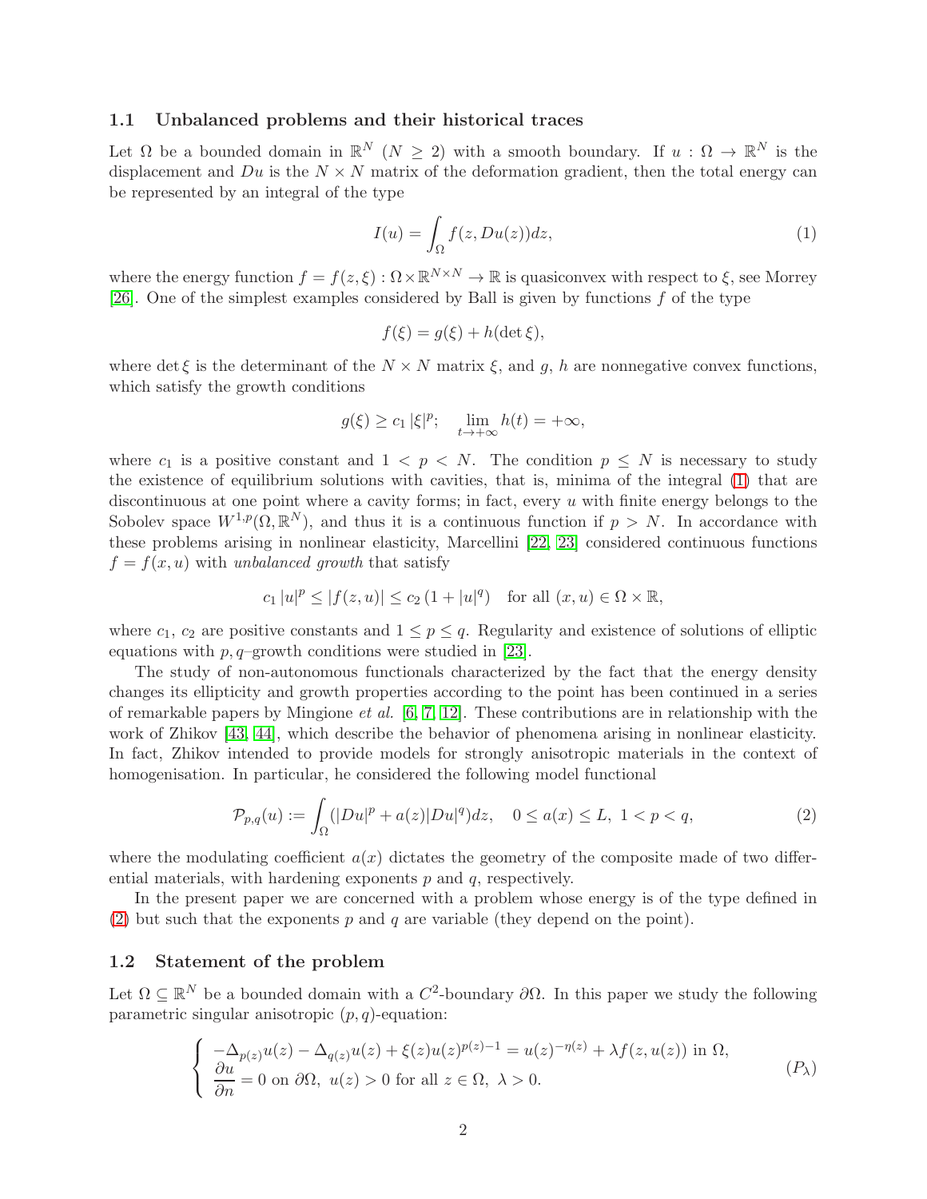### 1.1 Unbalanced problems and their historical traces

Let $\Omega$ be a bounded domain in $\mathbb{R}^N$ ($N \geq 2$) with a smooth boundary. If $u : \Omega \to \mathbb{R}^N$ is the displacement and $Du$ is the $N \times N$ matrix of the deformation gradient, then the total energy can be represented by an integral of the type

$$I(u) = \int_\Omega f(z, Du(z))dz, \tag{1}$$

where the energy function $f = f(z, \xi) : \Omega \times \mathbb{R}^{N\times N} \to \mathbb{R}$ is quasiconvex with respect to $\xi$, see Morrey [26]. One of the simplest examples considered by Ball is given by functions $f$ of the type

$$f(\xi) = g(\xi) + h(\det \xi),$$

where $\det \xi$ is the determinant of the $N \times N$ matrix $\xi$, and $g$, $h$ are nonnegative convex functions, which satisfy the growth conditions

$$g(\xi) \geq c_1 |\xi|^p; \quad \lim_{t\to+\infty} h(t) = +\infty,$$

where $c_1$ is a positive constant and $1 < p < N$. The condition $p \leq N$ is necessary to study the existence of equilibrium solutions with cavities, that is, minima of the integral (1) that are discontinuous at one point where a cavity forms; in fact, every $u$ with finite energy belongs to the Sobolev space $W^{1,p}(\Omega, \mathbb{R}^N)$, and thus it is a continuous function if $p > N$. In accordance with these problems arising in nonlinear elasticity, Marcellini [22, 23] considered continuous functions $f = f(x, u)$ with *unbalanced growth* that satisfy

$$c_1 |u|^p \leq |f(z, u)| \leq c_2 (1 + |u|^q) \quad \text{for all } (x, u) \in \Omega \times \mathbb{R},$$

where $c_1$, $c_2$ are positive constants and $1 \leq p \leq q$. Regularity and existence of solutions of elliptic equations with $p, q$–growth conditions were studied in [23].

The study of non-autonomous functionals characterized by the fact that the energy density changes its ellipticity and growth properties according to the point has been continued in a series of remarkable papers by Mingione *et al.* [6, 7, 12]. These contributions are in relationship with the work of Zhikov [43, 44], which describe the behavior of phenomena arising in nonlinear elasticity. In fact, Zhikov intended to provide models for strongly anisotropic materials in the context of homogenisation. In particular, he considered the following model functional

$$\mathcal{P}_{p,q}(u) := \int_\Omega (|Du|^p + a(z)|Du|^q)dz, \quad 0 \leq a(x) \leq L, \ 1 < p < q, \tag{2}$$

where the modulating coefficient $a(x)$ dictates the geometry of the composite made of two differential materials, with hardening exponents $p$ and $q$, respectively.

In the present paper we are concerned with a problem whose energy is of the type defined in (2) but such that the exponents $p$ and $q$ are variable (they depend on the point).

### 1.2 Statement of the problem

Let $\Omega \subseteq \mathbb{R}^N$ be a bounded domain with a $C^2$-boundary $\partial\Omega$. In this paper we study the following parametric singular anisotropic $(p, q)$-equation:

$$\begin{cases} -\Delta_{p(z)}u(z) - \Delta_{q(z)}u(z) + \xi(z)u(z)^{p(z)-1} = u(z)^{-\eta(z)} + \lambda f(z, u(z)) \text{ in } \Omega, \\ \dfrac{\partial u}{\partial n} = 0 \text{ on } \partial\Omega, \ u(z) > 0 \text{ for all } z \in \Omega, \ \lambda > 0. \end{cases} \tag{$P_\lambda$}$$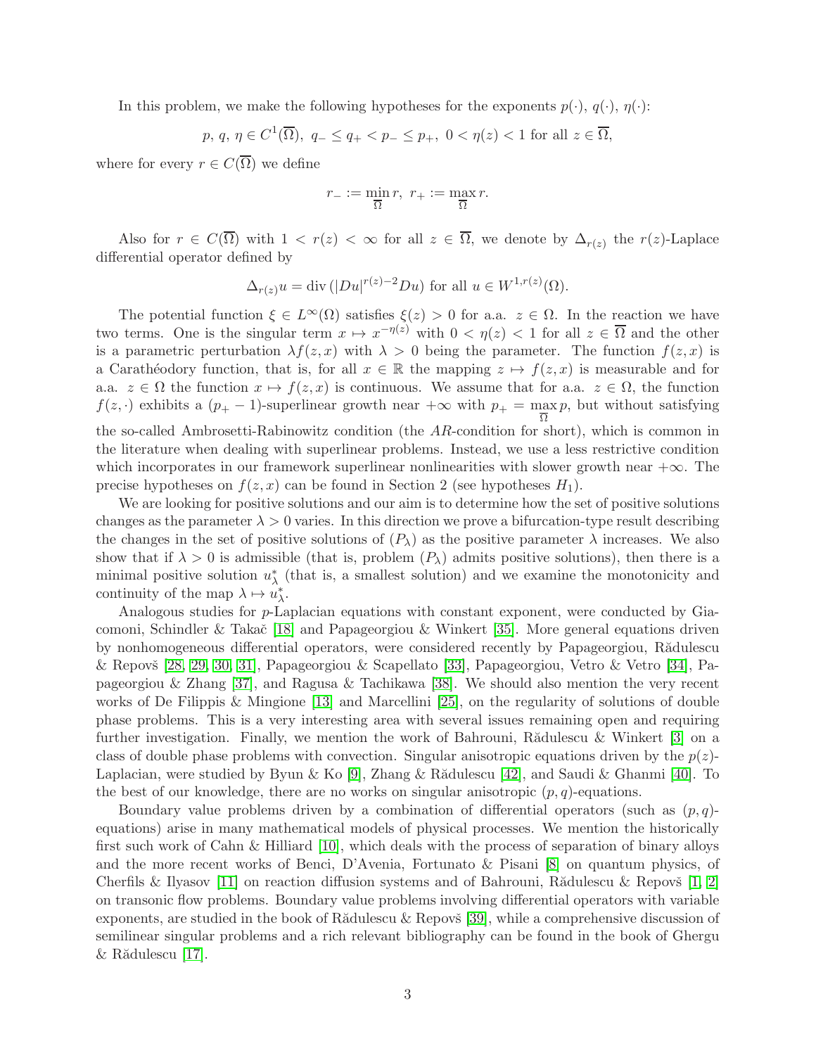In this problem, we make the following hypotheses for the exponents $p(\cdot)$, $q(\cdot)$, $\eta(\cdot)$:

$$p,\ q,\ \eta \in C^1(\overline{\Omega}),\ q_- \le q_+ < p_- \le p_+,\ 0 < \eta(z) < 1 \text{ for all } z \in \overline{\Omega},$$

where for every $r \in C(\overline{\Omega})$ we define

$$r_- := \min_{\overline{\Omega}} r,\ r_+ := \max_{\overline{\Omega}} r.$$

Also for $r \in C(\overline{\Omega})$ with $1 < r(z) < \infty$ for all $z \in \overline{\Omega}$, we denote by $\Delta_{r(z)}$ the $r(z)$-Laplace differential operator defined by

$$\Delta_{r(z)} u = \operatorname{div}(|Du|^{r(z)-2} Du) \text{ for all } u \in W^{1,r(z)}(\Omega).$$

The potential function $\xi \in L^\infty(\Omega)$ satisfies $\xi(z) > 0$ for a.a. $z \in \Omega$. In the reaction we have two terms. One is the singular term $x \mapsto x^{-\eta(z)}$ with $0 < \eta(z) < 1$ for all $z \in \overline{\Omega}$ and the other is a parametric perturbation $\lambda f(z,x)$ with $\lambda > 0$ being the parameter. The function $f(z,x)$ is a Carathéodory function, that is, for all $x \in \mathbb{R}$ the mapping $z \mapsto f(z,x)$ is measurable and for a.a. $z \in \Omega$ the function $x \mapsto f(z,x)$ is continuous. We assume that for a.a. $z \in \Omega$, the function $f(z,\cdot)$ exhibits a $(p_+ - 1)$-superlinear growth near $+\infty$ with $p_+ = \max_{\overline{\Omega}} p$, but without satisfying the so-called Ambrosetti-Rabinowitz condition (the *AR*-condition for short), which is common in the literature when dealing with superlinear problems. Instead, we use a less restrictive condition which incorporates in our framework superlinear nonlinearities with slower growth near $+\infty$. The precise hypotheses on $f(z,x)$ can be found in Section 2 (see hypotheses $H_1$).

We are looking for positive solutions and our aim is to determine how the set of positive solutions changes as the parameter $\lambda > 0$ varies. In this direction we prove a bifurcation-type result describing the changes in the set of positive solutions of $(P_\lambda)$ as the positive parameter $\lambda$ increases. We also show that if $\lambda > 0$ is admissible (that is, problem $(P_\lambda)$ admits positive solutions), then there is a minimal positive solution $u_\lambda^*$ (that is, a smallest solution) and we examine the monotonicity and continuity of the map $\lambda \mapsto u_\lambda^*$.

Analogous studies for $p$-Laplacian equations with constant exponent, were conducted by Giacomoni, Schindler & Takač [18] and Papageorgiou & Winkert [35]. More general equations driven by nonhomogeneous differential operators, were considered recently by Papageorgiou, Rădulescu & Repovš [28, 29, 30, 31], Papageorgiou & Scapellato [33], Papageorgiou, Vetro & Vetro [34], Papageorgiou & Zhang [37], and Ragusa & Tachikawa [38]. We should also mention the very recent works of De Filippis & Mingione [13] and Marcellini [25], on the regularity of solutions of double phase problems. This is a very interesting area with several issues remaining open and requiring further investigation. Finally, we mention the work of Bahrouni, Rădulescu & Winkert [3] on a class of double phase problems with convection. Singular anisotropic equations driven by the $p(z)$-Laplacian, were studied by Byun & Ko [9], Zhang & Rădulescu [42], and Saudi & Ghanmi [40]. To the best of our knowledge, there are no works on singular anisotropic $(p,q)$-equations.

Boundary value problems driven by a combination of differential operators (such as $(p,q)$-equations) arise in many mathematical models of physical processes. We mention the historically first such work of Cahn & Hilliard [10], which deals with the process of separation of binary alloys and the more recent works of Benci, D'Avenia, Fortunato & Pisani [8] on quantum physics, of Cherfils & Ilyasov [11] on reaction diffusion systems and of Bahrouni, Rădulescu & Repovš [1, 2] on transonic flow problems. Boundary value problems involving differential operators with variable exponents, are studied in the book of Rădulescu & Repovš [39], while a comprehensive discussion of semilinear singular problems and a rich relevant bibliography can be found in the book of Ghergu & Rădulescu [17].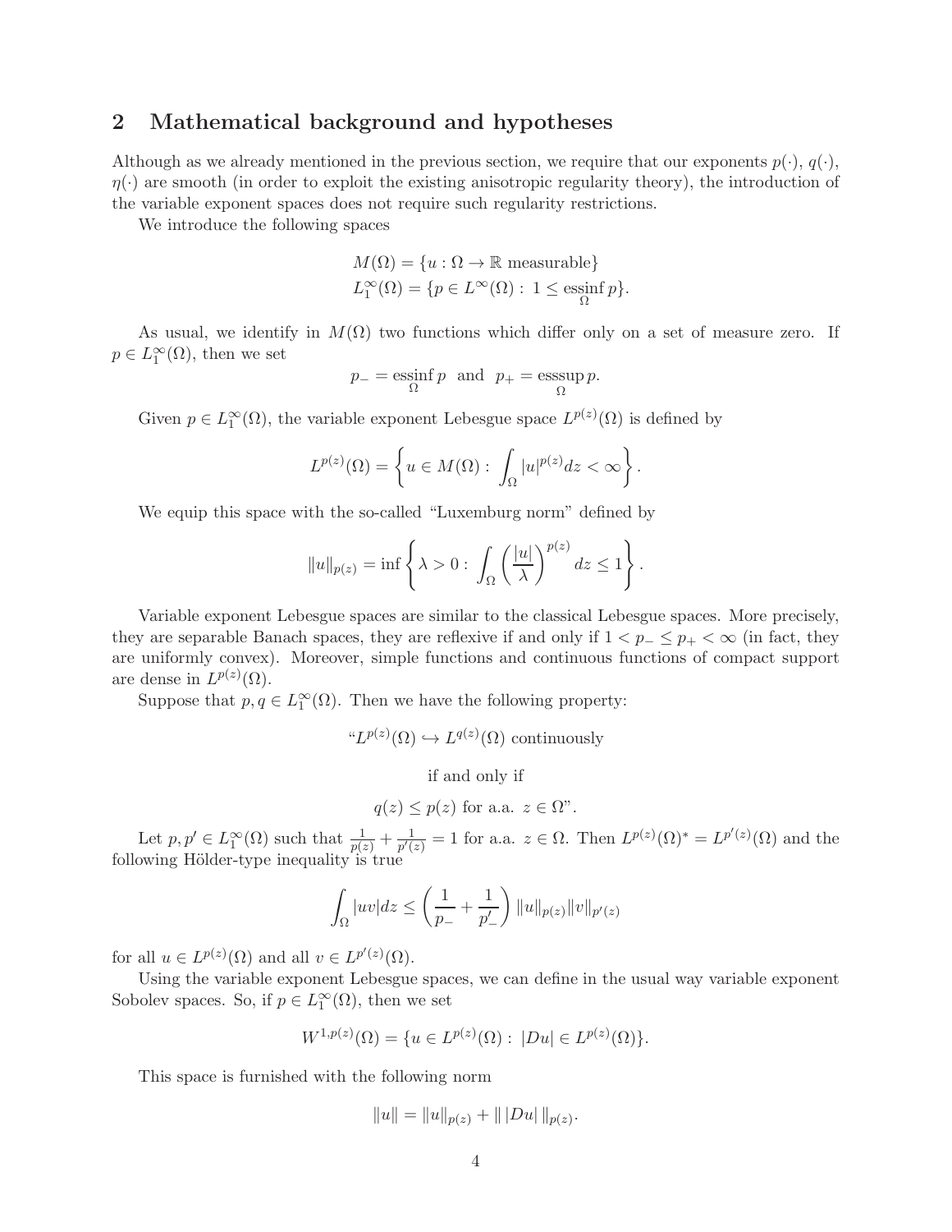## 2 Mathematical background and hypotheses

Although as we already mentioned in the previous section, we require that our exponents $p(\cdot)$, $q(\cdot)$, $\eta(\cdot)$ are smooth (in order to exploit the existing anisotropic regularity theory), the introduction of the variable exponent spaces does not require such regularity restrictions.

We introduce the following spaces

$$
\begin{aligned}
&M(\Omega) = \{u : \Omega \to \mathbb{R} \text{ measurable}\} \\
&L_1^\infty(\Omega) = \{p \in L^\infty(\Omega) : \, 1 \leq \operatorname*{essinf}_{\Omega} p\}.
\end{aligned}
$$

As usual, we identify in $M(\Omega)$ two functions which differ only on a set of measure zero. If $p \in L_1^\infty(\Omega)$, then we set

$$
p_- = \operatorname*{essinf}_{\Omega} p \quad \text{and} \quad p_+ = \operatorname*{esssup}_{\Omega} p.
$$

Given $p \in L_1^\infty(\Omega)$, the variable exponent Lebesgue space $L^{p(z)}(\Omega)$ is defined by

$$
L^{p(z)}(\Omega) = \left\{ u \in M(\Omega) : \, \int_\Omega |u|^{p(z)} dz < \infty \right\}.
$$

We equip this space with the so-called "Luxemburg norm" defined by

$$
\|u\|_{p(z)} = \inf \left\{ \lambda > 0 : \, \int_\Omega \left( \frac{|u|}{\lambda} \right)^{p(z)} dz \leq 1 \right\}.
$$

Variable exponent Lebesgue spaces are similar to the classical Lebesgue spaces. More precisely, they are separable Banach spaces, they are reflexive if and only if $1 < p_- \leq p_+ < \infty$ (in fact, they are uniformly convex). Moreover, simple functions and continuous functions of compact support are dense in $L^{p(z)}(\Omega)$.

Suppose that $p, q \in L_1^\infty(\Omega)$. Then we have the following property:

"$L^{p(z)}(\Omega) \hookrightarrow L^{q(z)}(\Omega)$ continuously

if and only if

$q(z) \leq p(z)$ for a.a. $z \in \Omega$".

Let $p, p' \in L_1^\infty(\Omega)$ such that $\frac{1}{p(z)} + \frac{1}{p'(z)} = 1$ for a.a. $z \in \Omega$. Then $L^{p(z)}(\Omega)^* = L^{p'(z)}(\Omega)$ and the following Hölder-type inequality is true

$$
\int_\Omega |uv| dz \leq \left( \frac{1}{p_-} + \frac{1}{p'_-} \right) \|u\|_{p(z)} \|v\|_{p'(z)}
$$

for all $u \in L^{p(z)}(\Omega)$ and all $v \in L^{p'(z)}(\Omega)$.

Using the variable exponent Lebesgue spaces, we can define in the usual way variable exponent Sobolev spaces. So, if $p \in L_1^\infty(\Omega)$, then we set

$$
W^{1,p(z)}(\Omega) = \{u \in L^{p(z)}(\Omega) : \, |Du| \in L^{p(z)}(\Omega)\}.
$$

This space is furnished with the following norm

$$
\|u\| = \|u\|_{p(z)} + \| \, |Du| \, \|_{p(z)}.
$$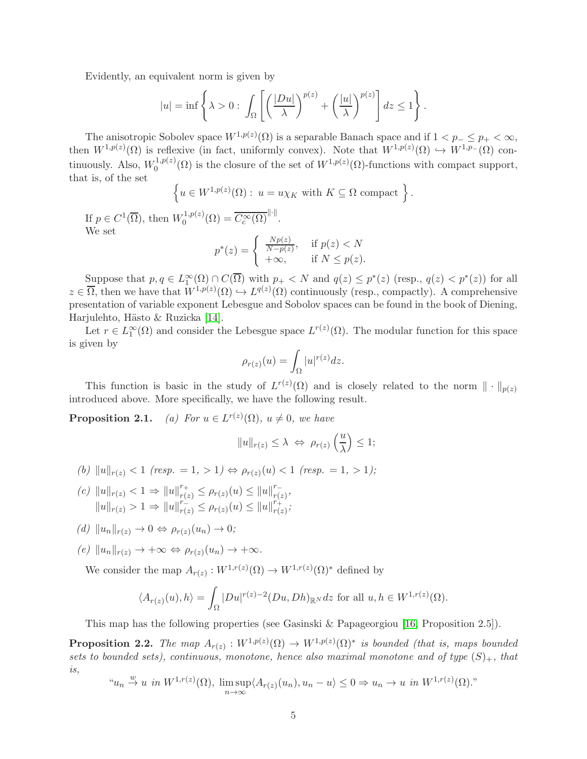Evidently, an equivalent norm is given by

$$|u| = \inf\left\{\lambda > 0 : \int_\Omega \left[\left(\frac{|Du|}{\lambda}\right)^{p(z)} + \left(\frac{|u|}{\lambda}\right)^{p(z)}\right] dz \le 1\right\}.$$

The anisotropic Sobolev space $W^{1,p(z)}(\Omega)$ is a separable Banach space and if $1 < p_- \le p_+ < \infty$, then $W^{1,p(z)}(\Omega)$ is reflexive (in fact, uniformly convex). Note that $W^{1,p(z)}(\Omega) \hookrightarrow W^{1,p_-}(\Omega)$ continuously. Also, $W_0^{1,p(z)}(\Omega)$ is the closure of the set of $W^{1,p(z)}(\Omega)$-functions with compact support, that is, of the set

$$\left\{u \in W^{1,p(z)}(\Omega) : u = u\chi_K \text{ with } K \subseteq \Omega \text{ compact }\right\}.$$

If $p \in C^1(\overline{\Omega})$, then $W_0^{1,p(z)}(\Omega) = \overline{C_c^\infty(\Omega)}^{\|\cdot\|}$.
We set

$$p^*(z) = \begin{cases} \frac{Np(z)}{N-p(z)}, & \text{if } p(z) < N \\ +\infty, & \text{if } N \le p(z). \end{cases}$$

Suppose that $p, q \in L_1^\infty(\Omega) \cap C(\overline{\Omega})$ with $p_+ < N$ and $q(z) \le p^*(z)$ (resp., $q(z) < p^*(z)$) for all $z \in \overline{\Omega}$, then we have that $W^{1,p(z)}(\Omega) \hookrightarrow L^{q(z)}(\Omega)$ continuously (resp., compactly). A comprehensive presentation of variable exponent Lebesgue and Sobolov spaces can be found in the book of Diening, Harjulehto, Hästo & Ruzicka [14].

Let $r \in L_1^\infty(\Omega)$ and consider the Lebesgue space $L^{r(z)}(\Omega)$. The modular function for this space is given by

$$\rho_{r(z)}(u) = \int_\Omega |u|^{r(z)} dz.$$

This function is basic in the study of $L^{r(z)}(\Omega)$ and is closely related to the norm $\|\cdot\|_{p(z)}$ introduced above. More specifically, we have the following result.

**Proposition 2.1.** *(a) For $u \in L^{r(z)}(\Omega)$, $u \neq 0$, we have*

$$\|u\|_{r(z)} \le \lambda \iff \rho_{r(z)}\left(\frac{u}{\lambda}\right) \le 1;$$

*(b) $\|u\|_{r(z)} < 1$ (resp. $= 1$, $> 1$) $\Leftrightarrow \rho_{r(z)}(u) < 1$ (resp. $= 1$, $> 1$);*

*(c) $\|u\|_{r(z)} < 1 \Rightarrow \|u\|_{r(z)}^{r_+} \le \rho_{r(z)}(u) \le \|u\|_{r(z)}^{r_-}$,*
*$\|u\|_{r(z)} > 1 \Rightarrow \|u\|_{r(z)}^{r_-} \le \rho_{r(z)}(u) \le \|u\|_{r(z)}^{r_+}$;*

*(d) $\|u_n\|_{r(z)} \to 0 \Leftrightarrow \rho_{r(z)}(u_n) \to 0$;*

*(e) $\|u_n\|_{r(z)} \to +\infty \Leftrightarrow \rho_{r(z)}(u_n) \to +\infty$.*

We consider the map $A_{r(z)} : W^{1,r(z)}(\Omega) \to W^{1,r(z)}(\Omega)^*$ defined by

$$\langle A_{r(z)}(u), h\rangle = \int_\Omega |Du|^{r(z)-2}(Du, Dh)_{\mathbb{R}^N} dz \text{ for all } u, h \in W^{1,r(z)}(\Omega).$$

This map has the following properties (see Gasinski & Papageorgiou [16, Proposition 2.5]).

**Proposition 2.2.** *The map $A_{r(z)} : W^{1,p(z)}(\Omega) \to W^{1,p(z)}(\Omega)^*$ is bounded (that is, maps bounded sets to bounded sets), continuous, monotone, hence also maximal monotone and of type $(S)_+$, that is,*

$$\text{“}u_n \xrightarrow{w} u \text{ in } W^{1,r(z)}(\Omega), \limsup_{n\to\infty}\langle A_{r(z)}(u_n), u_n - u\rangle \le 0 \Rightarrow u_n \to u \text{ in } W^{1,r(z)}(\Omega).\text{”}$$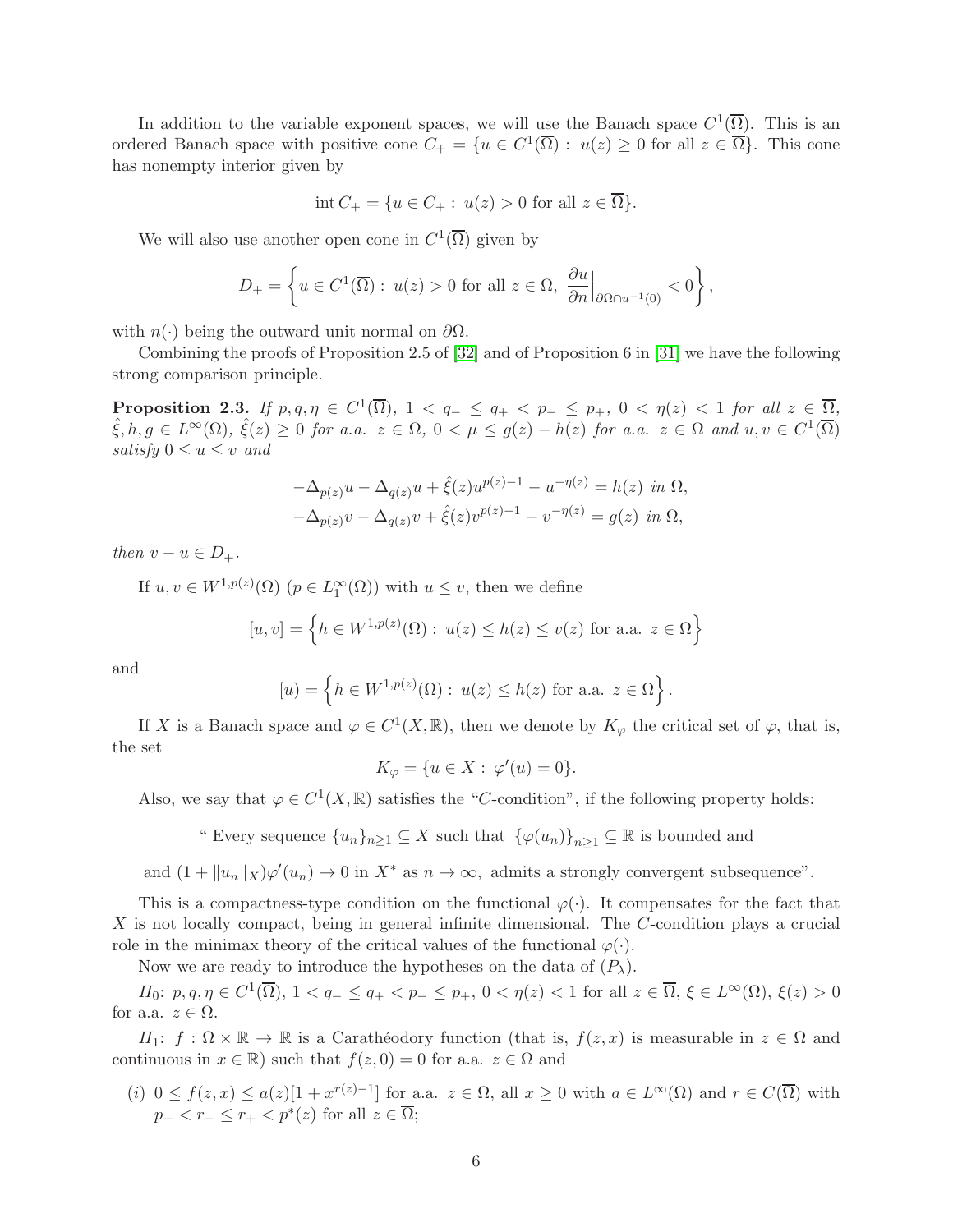In addition to the variable exponent spaces, we will use the Banach space $C^1(\overline{\Omega})$. This is an ordered Banach space with positive cone $C_+ = \{u \in C^1(\overline{\Omega}) : \ u(z) \geq 0 \text{ for all } z \in \overline{\Omega}\}$. This cone has nonempty interior given by

$$\operatorname{int} C_+ = \{u \in C_+ : \ u(z) > 0 \text{ for all } z \in \overline{\Omega}\}.$$

We will also use another open cone in $C^1(\overline{\Omega})$ given by

$$D_+ = \left\{ u \in C^1(\overline{\Omega}) : \ u(z) > 0 \text{ for all } z \in \Omega, \ \frac{\partial u}{\partial n}\Big|_{\partial\Omega \cap u^{-1}(0)} < 0 \right\},$$

with $n(\cdot)$ being the outward unit normal on $\partial\Omega$.

Combining the proofs of Proposition 2.5 of [32] and of Proposition 6 in [31] we have the following strong comparison principle.

**Proposition 2.3.** *If $p, q, \eta \in C^1(\overline{\Omega})$, $1 < q_- \leq q_+ < p_- \leq p_+$, $0 < \eta(z) < 1$ for all $z \in \overline{\Omega}$, $\hat{\xi}, h, g \in L^\infty(\Omega)$, $\hat{\xi}(z) \geq 0$ for a.a. $z \in \Omega$, $0 < \mu \leq g(z) - h(z)$ for a.a. $z \in \Omega$ and $u, v \in C^1(\overline{\Omega})$ satisfy $0 \leq u \leq v$ and*

$$-\Delta_{p(z)} u - \Delta_{q(z)} u + \hat{\xi}(z) u^{p(z)-1} - u^{-\eta(z)} = h(z) \ \text{in } \Omega,$$
$$-\Delta_{p(z)} v - \Delta_{q(z)} v + \hat{\xi}(z) v^{p(z)-1} - v^{-\eta(z)} = g(z) \ \text{in } \Omega,$$

*then $v - u \in D_+$.*

If $u, v \in W^{1,p(z)}(\Omega)$ ($p \in L_1^\infty(\Omega)$) with $u \leq v$, then we define

$$[u, v] = \left\{ h \in W^{1,p(z)}(\Omega) : \ u(z) \leq h(z) \leq v(z) \text{ for a.a. } z \in \Omega \right\}$$

and

$$[u) = \left\{ h \in W^{1,p(z)}(\Omega) : \ u(z) \leq h(z) \text{ for a.a. } z \in \Omega \right\}.$$

If $X$ is a Banach space and $\varphi \in C^1(X, \mathbb{R})$, then we denote by $K_\varphi$ the critical set of $\varphi$, that is, the set

$$K_\varphi = \{u \in X : \ \varphi'(u) = 0\}.$$

Also, we say that $\varphi \in C^1(X, \mathbb{R})$ satisfies the "$C$-condition", if the following property holds:

" Every sequence $\{u_n\}_{n \geq 1} \subseteq X$ such that $\{\varphi(u_n)\}_{n \geq 1} \subseteq \mathbb{R}$ is bounded and

and $(1 + \|u_n\|_X)\varphi'(u_n) \to 0$ in $X^*$ as $n \to \infty$, admits a strongly convergent subsequence".

This is a compactness-type condition on the functional $\varphi(\cdot)$. It compensates for the fact that $X$ is not locally compact, being in general infinite dimensional. The $C$-condition plays a crucial role in the minimax theory of the critical values of the functional $\varphi(\cdot)$.

Now we are ready to introduce the hypotheses on the data of $(P_\lambda)$.

$H_0$: $p, q, \eta \in C^1(\overline{\Omega})$, $1 < q_- \leq q_+ < p_- \leq p_+$, $0 < \eta(z) < 1$ for all $z \in \overline{\Omega}$, $\xi \in L^\infty(\Omega)$, $\xi(z) > 0$ for a.a. $z \in \Omega$.

$H_1$: $f : \Omega \times \mathbb{R} \to \mathbb{R}$ is a Carathéodory function (that is, $f(z, x)$ is measurable in $z \in \Omega$ and continuous in $x \in \mathbb{R}$) such that $f(z, 0) = 0$ for a.a. $z \in \Omega$ and

(*i*) $0 \leq f(z, x) \leq a(z)[1 + x^{r(z)-1}]$ for a.a. $z \in \Omega$, all $x \geq 0$ with $a \in L^\infty(\Omega)$ and $r \in C(\overline{\Omega})$ with $p_+ < r_- \leq r_+ < p^*(z)$ for all $z \in \overline{\Omega}$;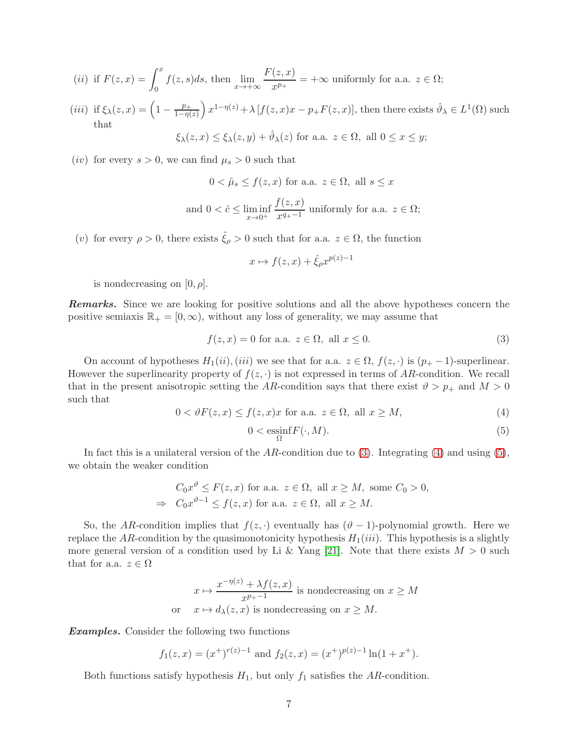$(ii)$ if $F(z,x) = \int_0^x f(z,s)ds$, then $\lim\limits_{x\to+\infty} \dfrac{F(z,x)}{x^{p_+}} = +\infty$ uniformly for a.a. $z \in \Omega$;

$(iii)$ if $\xi_\lambda(z,x) = \left(1 - \frac{p_+}{1-\eta(z)}\right) x^{1-\eta(z)} + \lambda \left[f(z,x)x - p_+ F(z,x)\right]$, then there exists $\hat{\vartheta}_\lambda \in L^1(\Omega)$ such that

$$\xi_\lambda(z,x) \leq \xi_\lambda(z,y) + \hat{\vartheta}_\lambda(z) \text{ for a.a. } z \in \Omega, \text{ all } 0 \leq x \leq y;$$

$(iv)$ for every $s > 0$, we can find $\mu_s > 0$ such that

$$0 < \hat{\mu}_s \leq f(z,x) \text{ for a.a. } z \in \Omega, \text{ all } s \leq x$$

$$\text{and } 0 < \hat{c} \leq \liminf_{x\to 0^+} \frac{f(z,x)}{x^{q_+-1}} \text{ uniformly for a.a. } z \in \Omega;$$

$(v)$ for every $\rho > 0$, there exists $\hat{\xi}_\rho > 0$ such that for a.a. $z \in \Omega$, the function

$$x \mapsto f(z,x) + \hat{\xi}_\rho x^{p(z)-1}$$

is nondecreasing on $[0, \rho]$.

***Remarks.*** Since we are looking for positive solutions and all the above hypotheses concern the positive semiaxis $\mathbb{R}_+ = [0, \infty)$, without any loss of generality, we may assume that

$$f(z,x) = 0 \text{ for a.a. } z \in \Omega, \text{ all } x \leq 0. \tag{3}$$

On account of hypotheses $H_1(ii), (iii)$ we see that for a.a. $z \in \Omega$, $f(z,\cdot)$ is $(p_+ - 1)$-superlinear. However the superlinearity property of $f(z,\cdot)$ is not expressed in terms of $AR$-condition. We recall that in the present anisotropic setting the $AR$-condition says that there exist $\vartheta > p_+$ and $M > 0$ such that

$$0 < \vartheta F(z,x) \leq f(z,x)x \text{ for a.a. } z \in \Omega, \text{ all } x \geq M, \tag{4}$$

$$0 < \operatorname*{essinf}_{\Omega} F(\cdot, M). \tag{5}$$

In fact this is a unilateral version of the $AR$-condition due to (3). Integrating (4) and using (5), we obtain the weaker condition

$$\begin{aligned} & C_0 x^\vartheta \leq F(z,x) \text{ for a.a. } z \in \Omega, \text{ all } x \geq M, \text{ some } C_0 > 0, \\ \Rightarrow \quad & C_0 x^{\vartheta-1} \leq f(z,x) \text{ for a.a. } z \in \Omega, \text{ all } x \geq M. \end{aligned}$$

So, the $AR$-condition implies that $f(z,\cdot)$ eventually has $(\vartheta - 1)$-polynomial growth. Here we replace the $AR$-condition by the quasimonotonicity hypothesis $H_1(iii)$. This hypothesis is a slightly more general version of a condition used by Li & Yang [21]. Note that there exists $M > 0$ such that for a.a. $z \in \Omega$

$$\begin{aligned} & x \mapsto \frac{x^{-\eta(z)} + \lambda f(z,x)}{x^{p_+-1}} \text{ is nondecreasing on } x \geq M \\ \text{or} \quad & x \mapsto d_\lambda(z,x) \text{ is nondecreasing on } x \geq M. \end{aligned}$$

***Examples.*** Consider the following two functions

$$f_1(z,x) = (x^+)^{r(z)-1} \text{ and } f_2(z,x) = (x^+)^{p(z)-1} \ln(1 + x^+).$$

Both functions satisfy hypothesis $H_1$, but only $f_1$ satisfies the $AR$-condition.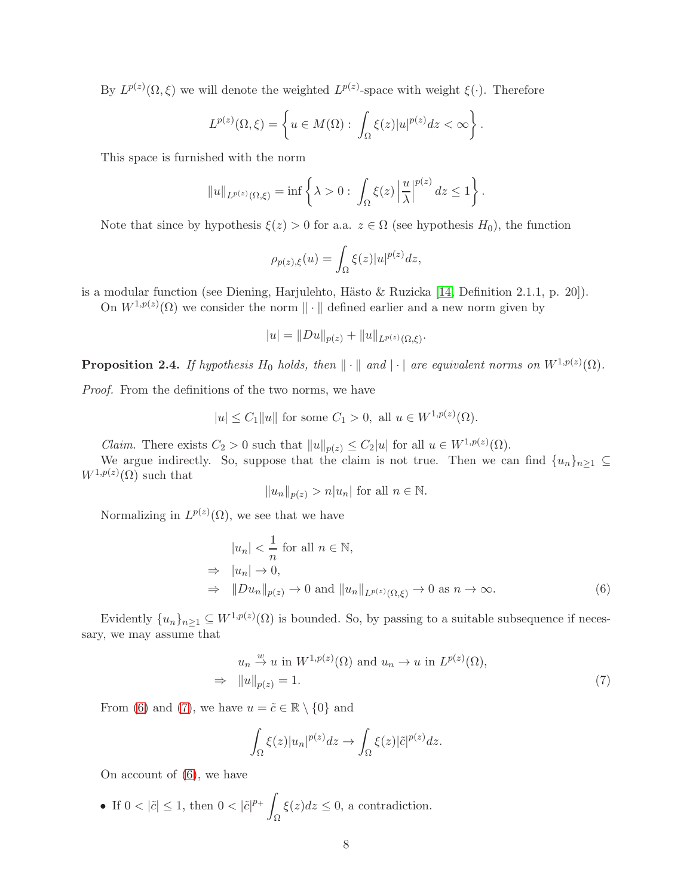By $L^{p(z)}(\Omega, \xi)$ we will denote the weighted $L^{p(z)}$-space with weight $\xi(\cdot)$. Therefore

$$L^{p(z)}(\Omega, \xi) = \left\{ u \in M(\Omega) : \int_\Omega \xi(z)|u|^{p(z)} dz < \infty \right\}.$$

This space is furnished with the norm

$$\|u\|_{L^{p(z)}(\Omega,\xi)} = \inf \left\{ \lambda > 0 : \int_\Omega \xi(z) \left| \frac{u}{\lambda} \right|^{p(z)} dz \leq 1 \right\}.$$

Note that since by hypothesis $\xi(z) > 0$ for a.a. $z \in \Omega$ (see hypothesis $H_0$), the function

$$\rho_{p(z),\xi}(u) = \int_\Omega \xi(z)|u|^{p(z)} dz,$$

is a modular function (see Diening, Harjulehto, Hästo & Ruzicka [14, Definition 2.1.1, p. 20]).

On $W^{1,p(z)}(\Omega)$ we consider the norm $\| \cdot \|$ defined earlier and a new norm given by

$$|u| = \|Du\|_{p(z)} + \|u\|_{L^{p(z)}(\Omega,\xi)}.$$

**Proposition 2.4.** *If hypothesis $H_0$ holds, then $\| \cdot \|$ and $| \cdot |$ are equivalent norms on $W^{1,p(z)}(\Omega)$.*

*Proof.* From the definitions of the two norms, we have

$$|u| \leq C_1 \|u\| \text{ for some } C_1 > 0, \text{ all } u \in W^{1,p(z)}(\Omega).$$

*Claim.* There exists $C_2 > 0$ such that $\|u\|_{p(z)} \leq C_2 |u|$ for all $u \in W^{1,p(z)}(\Omega)$.

We argue indirectly. So, suppose that the claim is not true. Then we can find $\{u_n\}_{n \geq 1} \subseteq W^{1,p(z)}(\Omega)$ such that

$$\|u_n\|_{p(z)} > n|u_n| \text{ for all } n \in \mathbb{N}.$$

Normalizing in $L^{p(z)}(\Omega)$, we see that we have

$$\begin{aligned} & |u_n| < \frac{1}{n} \text{ for all } n \in \mathbb{N}, \\ \Rightarrow \quad & |u_n| \to 0, \\ \Rightarrow \quad & \|Du_n\|_{p(z)} \to 0 \text{ and } \|u_n\|_{L^{p(z)}(\Omega,\xi)} \to 0 \text{ as } n \to \infty. \end{aligned} \tag{6}$$

Evidently $\{u_n\}_{n \geq 1} \subseteq W^{1,p(z)}(\Omega)$ is bounded. So, by passing to a suitable subsequence if necessary, we may assume that

$$\begin{aligned} & u_n \xrightarrow{w} u \text{ in } W^{1,p(z)}(\Omega) \text{ and } u_n \to u \text{ in } L^{p(z)}(\Omega), \\ \Rightarrow \quad & \|u\|_{p(z)} = 1. \end{aligned} \tag{7}$$

From (6) and (7), we have $u = \tilde{c} \in \mathbb{R} \setminus \{0\}$ and

$$\int_\Omega \xi(z)|u_n|^{p(z)} dz \to \int_\Omega \xi(z)|\tilde{c}|^{p(z)} dz.$$

On account of (6), we have

- If $0 < |\tilde{c}| \leq 1$, then $0 < |\tilde{c}|^{p_+} \int_\Omega \xi(z) dz \leq 0$, a contradiction.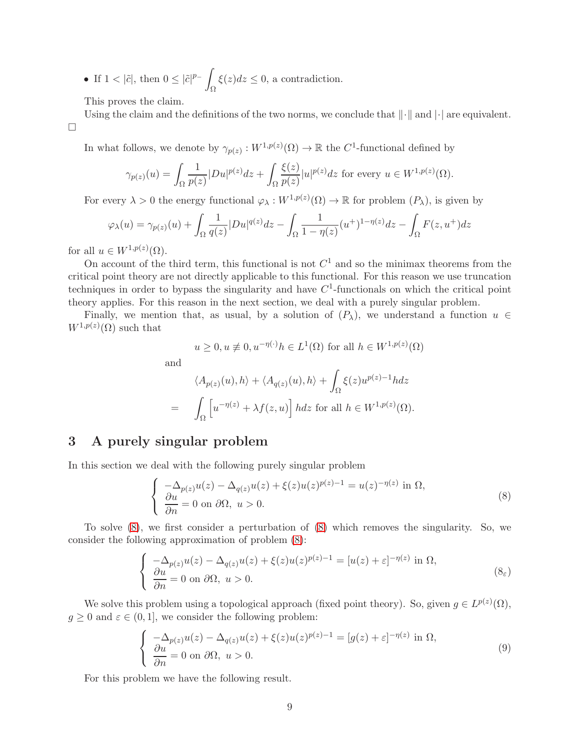- If $1 < |\tilde{c}|$, then $0 \leq |\tilde{c}|^{p_-} \int_\Omega \xi(z)dz \leq 0$, a contradiction.

This proves the claim.

Using the claim and the definitions of the two norms, we conclude that $\|\cdot\|$ and $|\cdot|$ are equivalent.

$\square$

In what follows, we denote by $\gamma_{p(z)} : W^{1,p(z)}(\Omega) \to \mathbb{R}$ the $C^1$-functional defined by

$$\gamma_{p(z)}(u) = \int_\Omega \frac{1}{p(z)}|Du|^{p(z)}dz + \int_\Omega \frac{\xi(z)}{p(z)}|u|^{p(z)}dz \text{ for every } u \in W^{1,p(z)}(\Omega).$$

For every $\lambda > 0$ the energy functional $\varphi_\lambda : W^{1,p(z)}(\Omega) \to \mathbb{R}$ for problem $(P_\lambda)$, is given by

$$\varphi_\lambda(u) = \gamma_{p(z)}(u) + \int_\Omega \frac{1}{q(z)}|Du|^{q(z)}dz - \int_\Omega \frac{1}{1-\eta(z)}(u^+)^{1-\eta(z)}dz - \int_\Omega F(z,u^+)dz$$

for all $u \in W^{1,p(z)}(\Omega)$.

On account of the third term, this functional is not $C^1$ and so the minimax theorems from the critical point theory are not directly applicable to this functional. For this reason we use truncation techniques in order to bypass the singularity and have $C^1$-functionals on which the critical point theory applies. For this reason in the next section, we deal with a purely singular problem.

Finally, we mention that, as usual, by a solution of $(P_\lambda)$, we understand a function $u \in W^{1,p(z)}(\Omega)$ such that

$$u \geq 0, u \not\equiv 0, u^{-\eta(\cdot)}h \in L^1(\Omega) \text{ for all } h \in W^{1,p(z)}(\Omega)$$

and

$$\begin{aligned} & \langle A_{p(z)}(u), h\rangle + \langle A_{q(z)}(u), h\rangle + \int_\Omega \xi(z)u^{p(z)-1}hdz \\ = \; & \int_\Omega \left[u^{-\eta(z)} + \lambda f(z,u)\right]hdz \text{ for all } h \in W^{1,p(z)}(\Omega). \end{aligned}$$

## 3 A purely singular problem

In this section we deal with the following purely singular problem

$$\begin{cases} -\Delta_{p(z)}u(z) - \Delta_{q(z)}u(z) + \xi(z)u(z)^{p(z)-1} = u(z)^{-\eta(z)} \text{ in } \Omega, \\ \dfrac{\partial u}{\partial n} = 0 \text{ on } \partial\Omega, \; u > 0. \end{cases} \tag{8}$$

To solve (8), we first consider a perturbation of (8) which removes the singularity. So, we consider the following approximation of problem (8):

$$\begin{cases} -\Delta_{p(z)}u(z) - \Delta_{q(z)}u(z) + \xi(z)u(z)^{p(z)-1} = [u(z)+\varepsilon]^{-\eta(z)} \text{ in } \Omega, \\ \dfrac{\partial u}{\partial n} = 0 \text{ on } \partial\Omega, \; u > 0. \end{cases} \tag{$8_\varepsilon$}$$

We solve this problem using a topological approach (fixed point theory). So, given $g \in L^{p(z)}(\Omega)$, $g \geq 0$ and $\varepsilon \in (0,1]$, we consider the following problem:

$$\begin{cases} -\Delta_{p(z)}u(z) - \Delta_{q(z)}u(z) + \xi(z)u(z)^{p(z)-1} = [g(z)+\varepsilon]^{-\eta(z)} \text{ in } \Omega, \\ \dfrac{\partial u}{\partial n} = 0 \text{ on } \partial\Omega, \; u > 0. \end{cases} \tag{9}$$

For this problem we have the following result.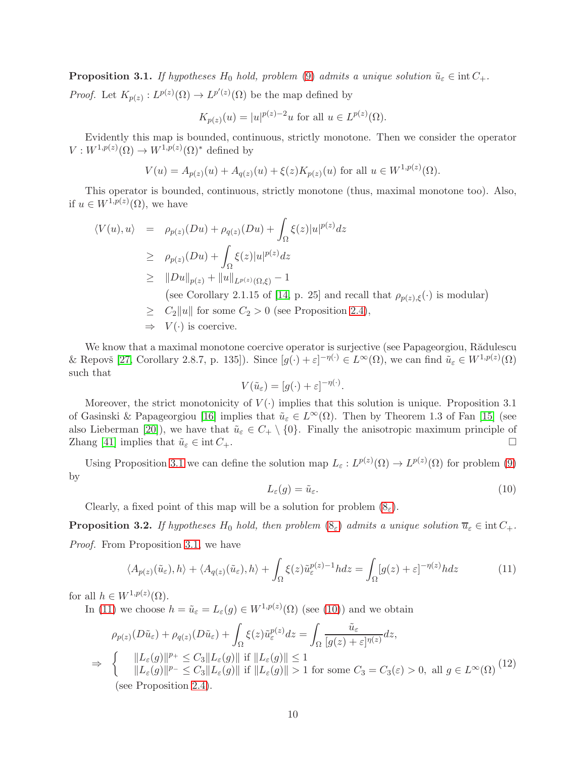**Proposition 3.1.** *If hypotheses $H_0$ hold, problem (9) admits a unique solution $\tilde{u}_\varepsilon \in \operatorname{int} C_+$.*

*Proof.* Let $K_{p(z)} : L^{p(z)}(\Omega) \to L^{p'(z)}(\Omega)$ be the map defined by

$$K_{p(z)}(u) = |u|^{p(z)-2}u \text{ for all } u \in L^{p(z)}(\Omega).$$

Evidently this map is bounded, continuous, strictly monotone. Then we consider the operator $V : W^{1,p(z)}(\Omega) \to W^{1,p(z)}(\Omega)^*$ defined by

$$V(u) = A_{p(z)}(u) + A_{q(z)}(u) + \xi(z)K_{p(z)}(u) \text{ for all } u \in W^{1,p(z)}(\Omega).$$

This operator is bounded, continuous, strictly monotone (thus, maximal monotone too). Also, if $u \in W^{1,p(z)}(\Omega)$, we have

$$\begin{aligned}
\langle V(u), u\rangle &= \rho_{p(z)}(Du) + \rho_{q(z)}(Du) + \int_\Omega \xi(z)|u|^{p(z)}dz \\
&\geq \rho_{p(z)}(Du) + \int_\Omega \xi(z)|u|^{p(z)}dz \\
&\geq \|Du\|_{p(z)} + \|u\|_{L^{p(z)}(\Omega,\xi)} - 1 \\
&\quad \big(\text{see Corollary 2.1.15 of [14, p. 25] and recall that } \rho_{p(z),\xi}(\cdot) \text{ is modular}\big) \\
&\geq C_2\|u\| \text{ for some } C_2 > 0 \text{ (see Proposition 2.4)}, \\
&\Rightarrow V(\cdot) \text{ is coercive.}
\end{aligned}$$

We know that a maximal monotone coercive operator is surjective (see Papageorgiou, Rădulescu & Repovš [27, Corollary 2.8.7, p. 135]). Since $[g(\cdot)+\varepsilon]^{-\eta(\cdot)} \in L^\infty(\Omega)$, we can find $\tilde{u}_\varepsilon \in W^{1,p(z)}(\Omega)$ such that

$$V(\tilde{u}_\varepsilon) = [g(\cdot)+\varepsilon]^{-\eta(\cdot)}.$$

Moreover, the strict monotonicity of $V(\cdot)$ implies that this solution is unique. Proposition 3.1 of Gasinski & Papageorgiou [16] implies that $\tilde{u}_\varepsilon \in L^\infty(\Omega)$. Then by Theorem 1.3 of Fan [15] (see also Lieberman [20]), we have that $\tilde{u}_\varepsilon \in C_+ \setminus \{0\}$. Finally the anisotropic maximum principle of Zhang [41] implies that $\tilde{u}_\varepsilon \in \operatorname{int} C_+$. $\square$

Using Proposition 3.1 we can define the solution map $L_\varepsilon : L^{p(z)}(\Omega) \to L^{p(z)}(\Omega)$ for problem (9) by

$$L_\varepsilon(g) = \tilde{u}_\varepsilon. \tag{10}$$

Clearly, a fixed point of this map will be a solution for problem ($8_\varepsilon$).

**Proposition 3.2.** *If hypotheses $H_0$ hold, then problem ($8_\varepsilon$) admits a unique solution $\overline{u}_\varepsilon \in \operatorname{int} C_+$.*

*Proof.* From Proposition 3.1, we have

$$\langle A_{p(z)}(\tilde{u}_\varepsilon), h\rangle + \langle A_{q(z)}(\tilde{u}_\varepsilon), h\rangle + \int_\Omega \xi(z)\tilde{u}_\varepsilon^{p(z)-1}h dz = \int_\Omega [g(z)+\varepsilon]^{-\eta(z)}h dz \tag{11}$$

for all $h \in W^{1,p(z)}(\Omega)$.

In (11) we choose $h = \tilde{u}_\varepsilon = L_\varepsilon(g) \in W^{1,p(z)}(\Omega)$ (see (10)) and we obtain

$$\begin{aligned}
&\rho_{p(z)}(D\tilde{u}_\varepsilon) + \rho_{q(z)}(D\tilde{u}_\varepsilon) + \int_\Omega \xi(z)\tilde{u}_\varepsilon^{p(z)}dz = \int_\Omega \frac{\tilde{u}_\varepsilon}{[g(z)+\varepsilon]^{\eta(z)}}dz, \\
\Rightarrow\ &\begin{cases} \|L_\varepsilon(g)\|^{p_+} \leq C_3\|L_\varepsilon(g)\| \text{ if } \|L_\varepsilon(g)\| \leq 1 \\ \|L_\varepsilon(g)\|^{p_-} \leq C_3\|L_\varepsilon(g)\| \text{ if } \|L_\varepsilon(g)\| > 1 \text{ for some } C_3 = C_3(\varepsilon) > 0, \text{ all } g \in L^\infty(\Omega) \end{cases} \\
&\text{(see Proposition 2.4).}
\end{aligned} \tag{12}$$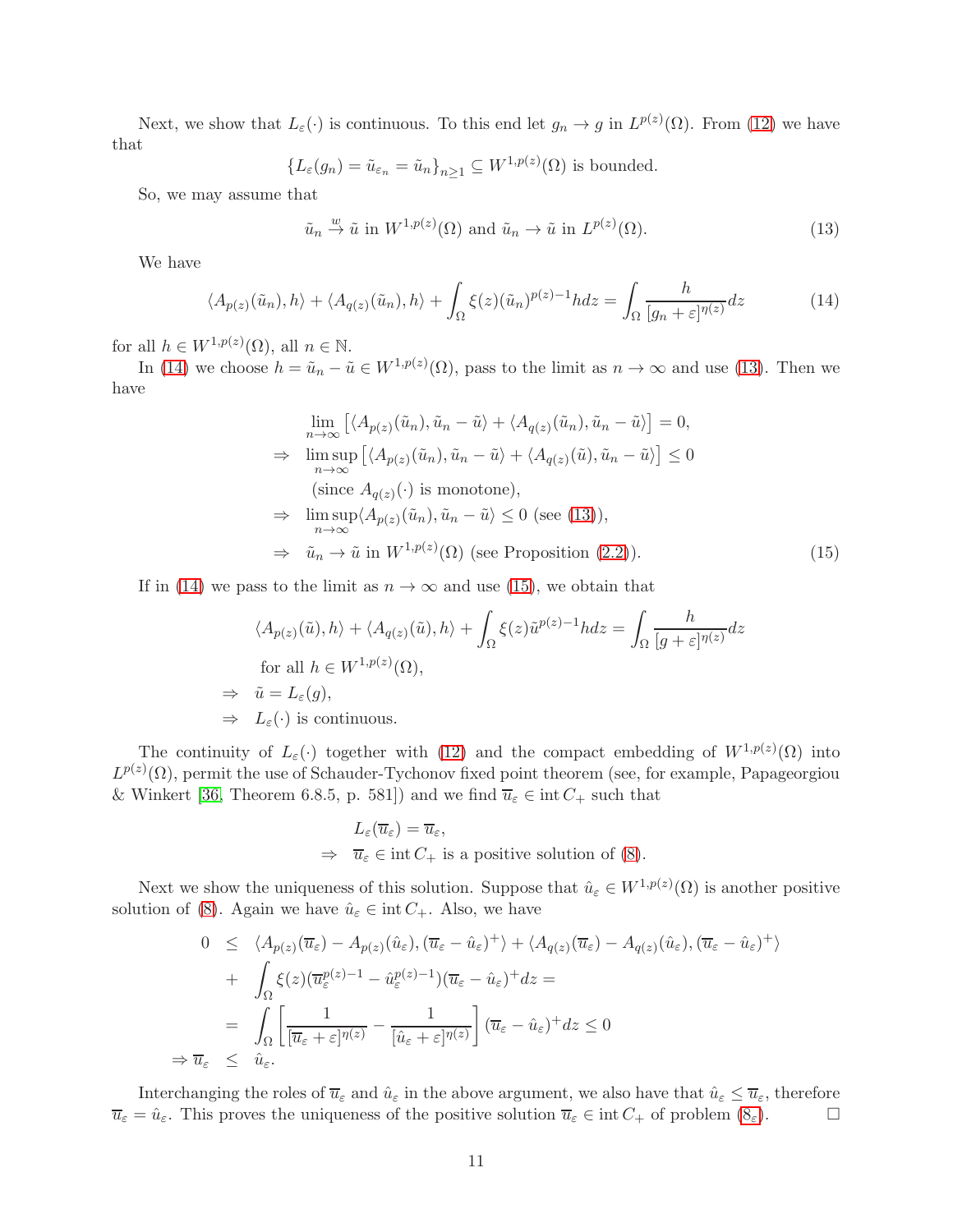Next, we show that $L_\varepsilon(\cdot)$ is continuous. To this end let $g_n \to g$ in $L^{p(z)}(\Omega)$. From (12) we have that

$$\{L_\varepsilon(g_n) = \tilde{u}_{\varepsilon_n} = \tilde{u}_n\}_{n\geq 1} \subseteq W^{1,p(z)}(\Omega) \text{ is bounded.}$$

So, we may assume that

$$\tilde{u}_n \xrightarrow{w} \tilde{u} \text{ in } W^{1,p(z)}(\Omega) \text{ and } \tilde{u}_n \to \tilde{u} \text{ in } L^{p(z)}(\Omega). \tag{13}$$

We have

$$\langle A_{p(z)}(\tilde{u}_n), h\rangle + \langle A_{q(z)}(\tilde{u}_n), h\rangle + \int_\Omega \xi(z)(\tilde{u}_n)^{p(z)-1} h dz = \int_\Omega \frac{h}{[g_n + \varepsilon]^{\eta(z)}} dz \tag{14}$$

for all $h \in W^{1,p(z)}(\Omega)$, all $n \in \mathbb{N}$.

In (14) we choose $h = \tilde{u}_n - \tilde{u} \in W^{1,p(z)}(\Omega)$, pass to the limit as $n \to \infty$ and use (13). Then we have

$$\begin{aligned}
& \lim_{n\to\infty} \left[\langle A_{p(z)}(\tilde{u}_n), \tilde{u}_n - \tilde{u}\rangle + \langle A_{q(z)}(\tilde{u}_n), \tilde{u}_n - \tilde{u}\rangle\right] = 0, \\
\Rightarrow\ & \limsup_{n\to\infty} \left[\langle A_{p(z)}(\tilde{u}_n), \tilde{u}_n - \tilde{u}\rangle + \langle A_{q(z)}(\tilde{u}), \tilde{u}_n - \tilde{u}\rangle\right] \leq 0 \\
& \text{(since } A_{q(z)}(\cdot) \text{ is monotone)}, \\
\Rightarrow\ & \limsup_{n\to\infty} \langle A_{p(z)}(\tilde{u}_n), \tilde{u}_n - \tilde{u}\rangle \leq 0 \text{ (see (13))}, \\
\Rightarrow\ & \tilde{u}_n \to \tilde{u} \text{ in } W^{1,p(z)}(\Omega) \text{ (see Proposition (2.2))}.
\end{aligned} \tag{15}$$

If in (14) we pass to the limit as $n \to \infty$ and use (15), we obtain that

$$\begin{aligned}
& \langle A_{p(z)}(\tilde{u}), h\rangle + \langle A_{q(z)}(\tilde{u}), h\rangle + \int_\Omega \xi(z)\tilde{u}^{p(z)-1} h dz = \int_\Omega \frac{h}{[g + \varepsilon]^{\eta(z)}} dz \\
& \text{for all } h \in W^{1,p(z)}(\Omega), \\
\Rightarrow\ & \tilde{u} = L_\varepsilon(g), \\
\Rightarrow\ & L_\varepsilon(\cdot) \text{ is continuous.}
\end{aligned}$$

The continuity of $L_\varepsilon(\cdot)$ together with (12) and the compact embedding of $W^{1,p(z)}(\Omega)$ into $L^{p(z)}(\Omega)$, permit the use of Schauder-Tychonov fixed point theorem (see, for example, Papageorgiou & Winkert [36, Theorem 6.8.5, p. 581]) and we find $\overline{u}_\varepsilon \in \operatorname{int} C_+$ such that

$$\begin{aligned}
& L_\varepsilon(\overline{u}_\varepsilon) = \overline{u}_\varepsilon, \\
\Rightarrow\ & \overline{u}_\varepsilon \in \operatorname{int} C_+ \text{ is a positive solution of (8)}.
\end{aligned}$$

Next we show the uniqueness of this solution. Suppose that $\hat{u}_\varepsilon \in W^{1,p(z)}(\Omega)$ is another positive solution of (8). Again we have $\hat{u}_\varepsilon \in \operatorname{int} C_+$. Also, we have

$$\begin{aligned}
0 \ &\leq\ \langle A_{p(z)}(\overline{u}_\varepsilon) - A_{p(z)}(\hat{u}_\varepsilon), (\overline{u}_\varepsilon - \hat{u}_\varepsilon)^+\rangle + \langle A_{q(z)}(\overline{u}_\varepsilon) - A_{q(z)}(\hat{u}_\varepsilon), (\overline{u}_\varepsilon - \hat{u}_\varepsilon)^+\rangle \\
&+\ \int_\Omega \xi(z)(\overline{u}_\varepsilon^{p(z)-1} - \hat{u}_\varepsilon^{p(z)-1})(\overline{u}_\varepsilon - \hat{u}_\varepsilon)^+ dz = \\
&=\ \int_\Omega \left[\frac{1}{[\overline{u}_\varepsilon + \varepsilon]^{\eta(z)}} - \frac{1}{[\hat{u}_\varepsilon + \varepsilon]^{\eta(z)}}\right](\overline{u}_\varepsilon - \hat{u}_\varepsilon)^+ dz \leq 0 \\
\Rightarrow \overline{u}_\varepsilon \ &\leq\ \hat{u}_\varepsilon.
\end{aligned}$$

Interchanging the roles of $\overline{u}_\varepsilon$ and $\hat{u}_\varepsilon$ in the above argument, we also have that $\hat{u}_\varepsilon \leq \overline{u}_\varepsilon$, therefore $\overline{u}_\varepsilon = \hat{u}_\varepsilon$. This proves the uniqueness of the positive solution $\overline{u}_\varepsilon \in \operatorname{int} C_+$ of problem ($8_\varepsilon$). $\square$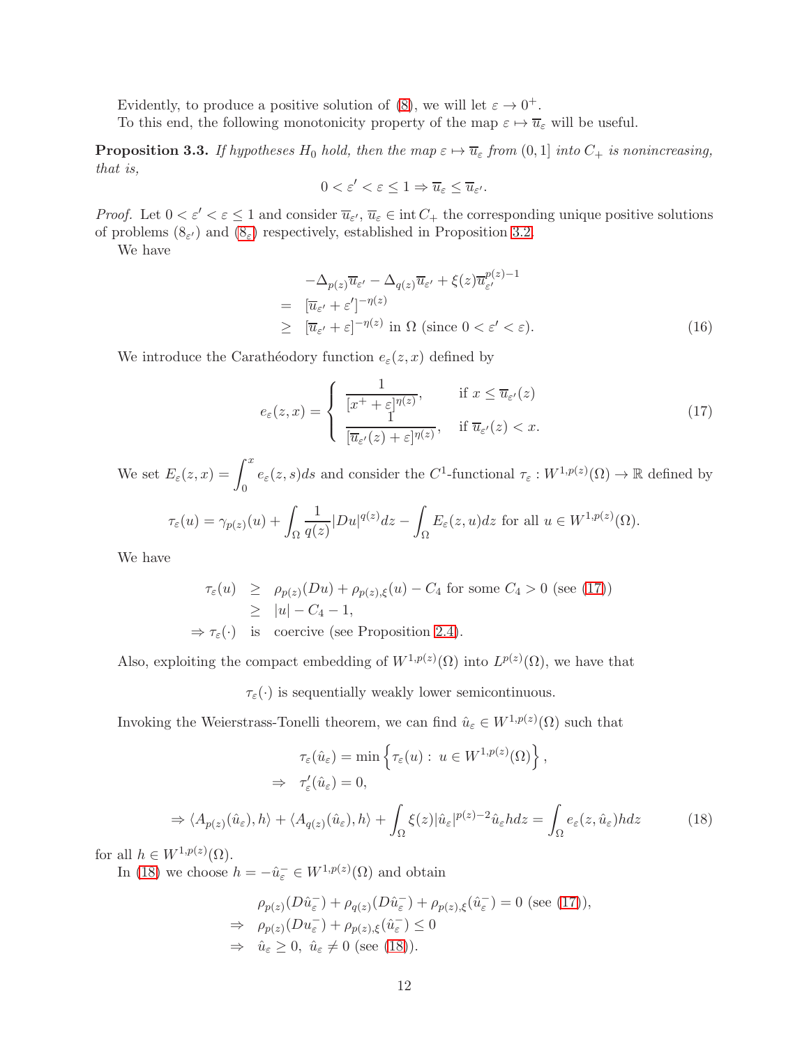Evidently, to produce a positive solution of (8), we will let $\varepsilon \to 0^+$.

To this end, the following monotonicity property of the map $\varepsilon \mapsto \overline{u}_\varepsilon$ will be useful.

**Proposition 3.3.** *If hypotheses $H_0$ hold, then the map $\varepsilon \mapsto \overline{u}_\varepsilon$ from $(0,1]$ into $C_+$ is nonincreasing, that is,*

$$0 < \varepsilon' < \varepsilon \leq 1 \Rightarrow \overline{u}_\varepsilon \leq \overline{u}_{\varepsilon'}.$$

*Proof.* Let $0 < \varepsilon' < \varepsilon \leq 1$ and consider $\overline{u}_{\varepsilon'}, \overline{u}_\varepsilon \in \operatorname{int} C_+$ the corresponding unique positive solutions of problems $(8_{\varepsilon'})$ and $(8_\varepsilon)$ respectively, established in Proposition 3.2.

We have

$$\begin{aligned}
& -\Delta_{p(z)}\overline{u}_{\varepsilon'} - \Delta_{q(z)}\overline{u}_{\varepsilon'} + \xi(z)\overline{u}_{\varepsilon'}^{p(z)-1} \\
= \ & [\overline{u}_{\varepsilon'} + \varepsilon']^{-\eta(z)} \\
\geq \ & [\overline{u}_{\varepsilon'} + \varepsilon]^{-\eta(z)} \text{ in } \Omega \text{ (since } 0 < \varepsilon' < \varepsilon). \qquad (16)
\end{aligned}$$

We introduce the Carathéodory function $e_\varepsilon(z,x)$ defined by

$$e_\varepsilon(z,x) = \begin{cases} \dfrac{1}{[x^+ + \varepsilon]^{\eta(z)}}, & \text{if } x \leq \overline{u}_{\varepsilon'}(z) \\ \dfrac{1}{[\overline{u}_{\varepsilon'}(z) + \varepsilon]^{\eta(z)}}, & \text{if } \overline{u}_{\varepsilon'}(z) < x. \end{cases} \qquad (17)$$

We set $E_\varepsilon(z,x) = \displaystyle\int_0^x e_\varepsilon(z,s)ds$ and consider the $C^1$-functional $\tau_\varepsilon : W^{1,p(z)}(\Omega) \to \mathbb{R}$ defined by

$$\tau_\varepsilon(u) = \gamma_{p(z)}(u) + \int_\Omega \frac{1}{q(z)}|Du|^{q(z)}dz - \int_\Omega E_\varepsilon(z,u)dz \text{ for all } u \in W^{1,p(z)}(\Omega).$$

We have

$$\begin{aligned}
\tau_\varepsilon(u) \ & \geq \ \rho_{p(z)}(Du) + \rho_{p(z),\xi}(u) - C_4 \text{ for some } C_4 > 0 \text{ (see (17))} \\
& \geq \ |u| - C_4 - 1, \\
\Rightarrow \tau_\varepsilon(\cdot) \ & \text{ is } \ \text{coercive (see Proposition 2.4).}
\end{aligned}$$

Also, exploiting the compact embedding of $W^{1,p(z)}(\Omega)$ into $L^{p(z)}(\Omega)$, we have that

$$\tau_\varepsilon(\cdot) \text{ is sequentially weakly lower semicontinuous.}$$

Invoking the Weierstrass-Tonelli theorem, we can find $\hat{u}_\varepsilon \in W^{1,p(z)}(\Omega)$ such that

$$\begin{aligned}
& \tau_\varepsilon(\hat{u}_\varepsilon) = \min\left\{\tau_\varepsilon(u) : \ u \in W^{1,p(z)}(\Omega)\right\}, \\
\Rightarrow \ & \tau'_\varepsilon(\hat{u}_\varepsilon) = 0, \\
\Rightarrow \ & \langle A_{p(z)}(\hat{u}_\varepsilon), h\rangle + \langle A_{q(z)}(\hat{u}_\varepsilon), h\rangle + \int_\Omega \xi(z)|\hat{u}_\varepsilon|^{p(z)-2}\hat{u}_\varepsilon h dz = \int_\Omega e_\varepsilon(z,\hat{u}_\varepsilon)hdz \qquad (18)
\end{aligned}$$

for all $h \in W^{1,p(z)}(\Omega)$.

In (18) we choose $h = -\hat{u}_\varepsilon^- \in W^{1,p(z)}(\Omega)$ and obtain

$$\begin{aligned}
& \rho_{p(z)}(D\hat{u}_\varepsilon^-) + \rho_{q(z)}(D\hat{u}_\varepsilon^-) + \rho_{p(z),\xi}(\hat{u}_\varepsilon^-) = 0 \text{ (see (17))}, \\
\Rightarrow \ & \rho_{p(z)}(Du_\varepsilon^-) + \rho_{p(z),\xi}(\hat{u}_\varepsilon^-) \leq 0 \\
\Rightarrow \ & \hat{u}_\varepsilon \geq 0, \ \hat{u}_\varepsilon \neq 0 \text{ (see (18))}.
\end{aligned}$$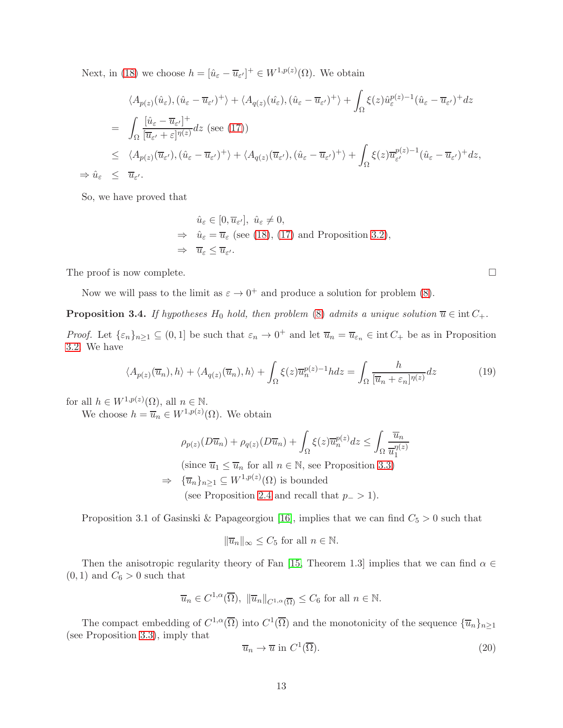Next, in (18) we choose $h = [\hat{u}_\varepsilon - \overline{u}_{\varepsilon'}]^+ \in W^{1,p(z)}(\Omega)$. We obtain

$$
\begin{aligned}
& \langle A_{p(z)}(\hat{u}_\varepsilon), (\hat{u}_\varepsilon - \overline{u}_{\varepsilon'})^+ \rangle + \langle A_{q(z)}(\hat{u}_\varepsilon), (\hat{u}_\varepsilon - \overline{u}_{\varepsilon'})^+ \rangle + \int_\Omega \xi(z) \hat{u}_\varepsilon^{p(z)-1} (\hat{u}_\varepsilon - \overline{u}_{\varepsilon'})^+ dz \\
= \; & \int_\Omega \frac{[\hat{u}_\varepsilon - \overline{u}_{\varepsilon'}]^+}{[\overline{u}_{\varepsilon'} + \varepsilon]^{\eta(z)}} dz \text{ (see (17))} \\
\leq \; & \langle A_{p(z)}(\overline{u}_{\varepsilon'}), (\hat{u}_\varepsilon - \overline{u}_{\varepsilon'})^+ \rangle + \langle A_{q(z)}(\overline{u}_{\varepsilon'}), (\hat{u}_\varepsilon - \overline{u}_{\varepsilon'})^+ \rangle + \int_\Omega \xi(z) \overline{u}_{\varepsilon'}^{p(z)-1} (\hat{u}_\varepsilon - \overline{u}_{\varepsilon'})^+ dz, \\
\Rightarrow \hat{u}_\varepsilon \; \leq \; & \overline{u}_{\varepsilon'}.
\end{aligned}
$$

So, we have proved that

$$
\begin{aligned}
& \hat{u}_\varepsilon \in [0, \overline{u}_{\varepsilon'}], \; \hat{u}_\varepsilon \neq 0, \\
\Rightarrow \; & \hat{u}_\varepsilon = \overline{u}_\varepsilon \text{ (see (18), (17) and Proposition 3.2)}, \\
\Rightarrow \; & \overline{u}_\varepsilon \leq \overline{u}_{\varepsilon'}.
\end{aligned}
$$

The proof is now complete. ∎

Now we will pass to the limit as $\varepsilon \to 0^+$ and produce a solution for problem (8).

**Proposition 3.4.** *If hypotheses $H_0$ hold, then problem (8) admits a unique solution $\overline{u} \in \operatorname{int} C_+$.*

*Proof.* Let $\{\varepsilon_n\}_{n \geq 1} \subseteq (0, 1]$ be such that $\varepsilon_n \to 0^+$ and let $\overline{u}_n = \overline{u}_{\varepsilon_n} \in \operatorname{int} C_+$ be as in Proposition 3.2. We have

$$
\langle A_{p(z)}(\overline{u}_n), h \rangle + \langle A_{q(z)}(\overline{u}_n), h \rangle + \int_\Omega \xi(z) \overline{u}_n^{p(z)-1} h dz = \int_\Omega \frac{h}{[\overline{u}_n + \varepsilon_n]^{\eta(z)}} dz \tag{19}
$$

for all $h \in W^{1,p(z)}(\Omega)$, all $n \in \mathbb{N}$.

We choose $h = \overline{u}_n \in W^{1,p(z)}(\Omega)$. We obtain

$$
\begin{aligned}
& \rho_{p(z)}(D\overline{u}_n) + \rho_{q(z)}(D\overline{u}_n) + \int_\Omega \xi(z) \overline{u}_n^{p(z)} dz \leq \int_\Omega \frac{\overline{u}_n}{\overline{u}_1^{\eta(z)}} \\
& \text{(since } \overline{u}_1 \leq \overline{u}_n \text{ for all } n \in \mathbb{N}\text{, see Proposition 3.3)} \\
\Rightarrow \; & \{\overline{u}_n\}_{n \geq 1} \subseteq W^{1,p(z)}(\Omega) \text{ is bounded} \\
& \text{(see Proposition 2.4 and recall that } p_- > 1).
\end{aligned}
$$

Proposition 3.1 of Gasinski & Papageorgiou [16], implies that we can find $C_5 > 0$ such that

$$
\|\overline{u}_n\|_\infty \leq C_5 \text{ for all } n \in \mathbb{N}.
$$

Then the anisotropic regularity theory of Fan [15, Theorem 1.3] implies that we can find $\alpha \in (0, 1)$ and $C_6 > 0$ such that

$$
\overline{u}_n \in C^{1,\alpha}(\overline{\Omega}), \; \|\overline{u}_n\|_{C^{1,\alpha}(\overline{\Omega})} \leq C_6 \text{ for all } n \in \mathbb{N}.
$$

The compact embedding of $C^{1,\alpha}(\overline{\Omega})$ into $C^1(\overline{\Omega})$ and the monotonicity of the sequence $\{\overline{u}_n\}_{n \geq 1}$ (see Proposition 3.3), imply that

$$
\overline{u}_n \to \overline{u} \text{ in } C^1(\overline{\Omega}). \tag{20}
$$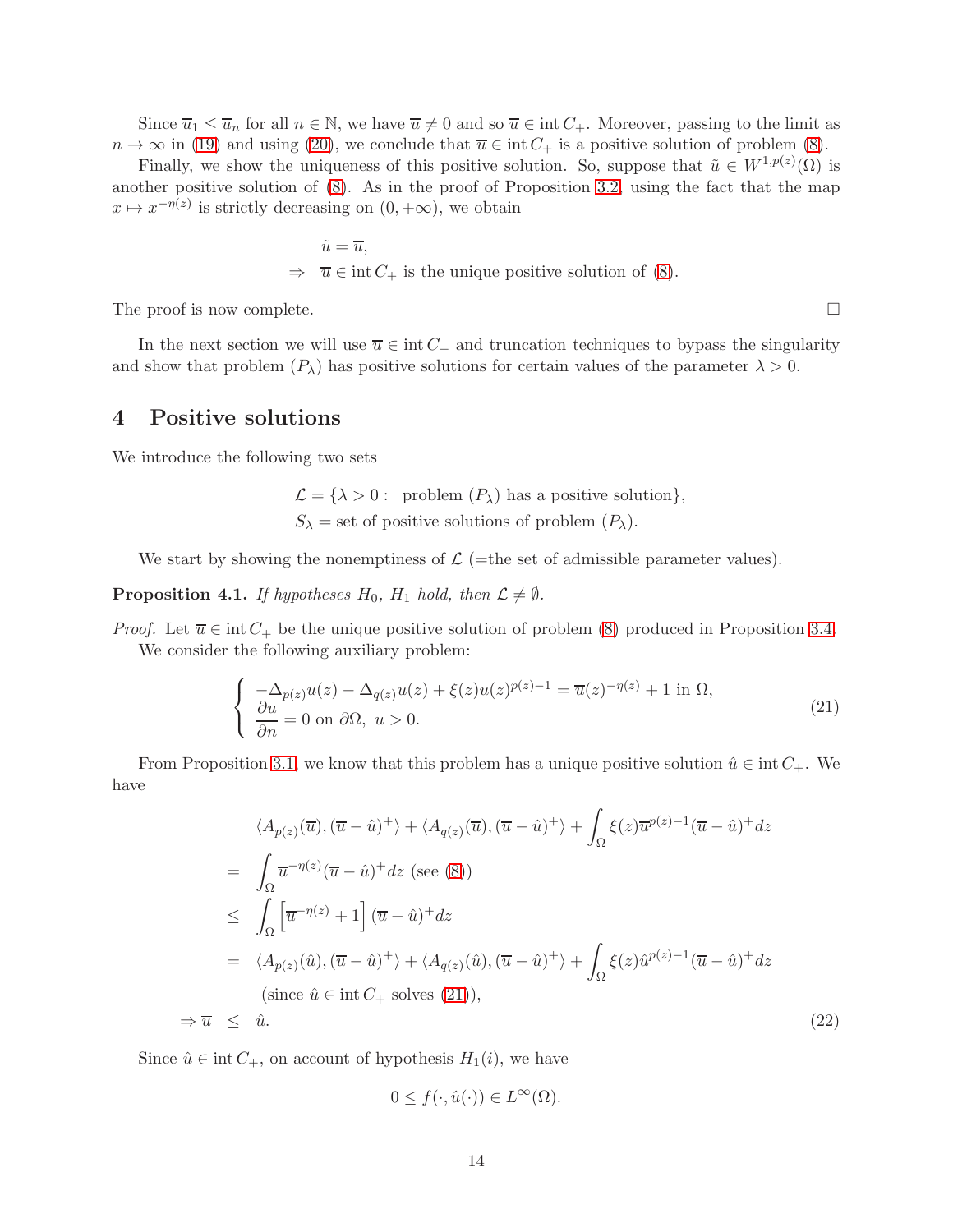Since $\overline{u}_1 \leq \overline{u}_n$ for all $n \in \mathbb{N}$, we have $\overline{u} \neq 0$ and so $\overline{u} \in \operatorname{int} C_+$. Moreover, passing to the limit as $n \to \infty$ in (19) and using (20), we conclude that $\overline{u} \in \operatorname{int} C_+$ is a positive solution of problem (8).

Finally, we show the uniqueness of this positive solution. So, suppose that $\tilde{u} \in W^{1,p(z)}(\Omega)$ is another positive solution of (8). As in the proof of Proposition 3.2, using the fact that the map $x \mapsto x^{-\eta(z)}$ is strictly decreasing on $(0, +\infty)$, we obtain

$$
\begin{aligned}
& \tilde{u} = \overline{u}, \\
\Rightarrow \quad & \overline{u} \in \operatorname{int} C_+ \text{ is the unique positive solution of (8).}
\end{aligned}
$$

The proof is now complete. $\square$

In the next section we will use $\overline{u} \in \operatorname{int} C_+$ and truncation techniques to bypass the singularity and show that problem $(P_\lambda)$ has positive solutions for certain values of the parameter $\lambda > 0$.

# 4 Positive solutions

We introduce the following two sets

$$
\begin{aligned}
\mathcal{L} &= \{\lambda > 0 : \text{ problem } (P_\lambda) \text{ has a positive solution}\}, \\
S_\lambda &= \text{set of positive solutions of problem } (P_\lambda).
\end{aligned}
$$

We start by showing the nonemptiness of $\mathcal{L}$ (=the set of admissible parameter values).

**Proposition 4.1.** *If hypotheses $H_0$, $H_1$ hold, then $\mathcal{L} \neq \emptyset$.*

*Proof.* Let $\overline{u} \in \operatorname{int} C_+$ be the unique positive solution of problem (8) produced in Proposition 3.4.

We consider the following auxiliary problem:

$$
\left\{
\begin{array}{l}
-\Delta_{p(z)} u(z) - \Delta_{q(z)} u(z) + \xi(z) u(z)^{p(z)-1} = \overline{u}(z)^{-\eta(z)} + 1 \text{ in } \Omega, \\
\dfrac{\partial u}{\partial n} = 0 \text{ on } \partial\Omega, \ u > 0.
\end{array}
\right. \tag{21}
$$

From Proposition 3.1, we know that this problem has a unique positive solution $\hat{u} \in \operatorname{int} C_+$. We have

$$
\begin{aligned}
& \langle A_{p(z)}(\overline{u}), (\overline{u} - \hat{u})^+ \rangle + \langle A_{q(z)}(\overline{u}), (\overline{u} - \hat{u})^+ \rangle + \int_\Omega \xi(z) \overline{u}^{p(z)-1} (\overline{u} - \hat{u})^+ dz \\
= \ & \int_\Omega \overline{u}^{-\eta(z)} (\overline{u} - \hat{u})^+ dz \text{ (see (8))} \\
\leq \ & \int_\Omega \left[ \overline{u}^{-\eta(z)} + 1 \right] (\overline{u} - \hat{u})^+ dz \\
= \ & \langle A_{p(z)}(\hat{u}), (\overline{u} - \hat{u})^+ \rangle + \langle A_{q(z)}(\hat{u}), (\overline{u} - \hat{u})^+ \rangle + \int_\Omega \xi(z) \hat{u}^{p(z)-1} (\overline{u} - \hat{u})^+ dz \\
& \text{(since } \hat{u} \in \operatorname{int} C_+ \text{ solves (21)),} \\
\Rightarrow \overline{u} \ \leq \ & \hat{u}.
\end{aligned} \tag{22}
$$

Since $\hat{u} \in \operatorname{int} C_+$, on account of hypothesis $H_1(i)$, we have

$$
0 \leq f(\cdot, \hat{u}(\cdot)) \in L^\infty(\Omega).
$$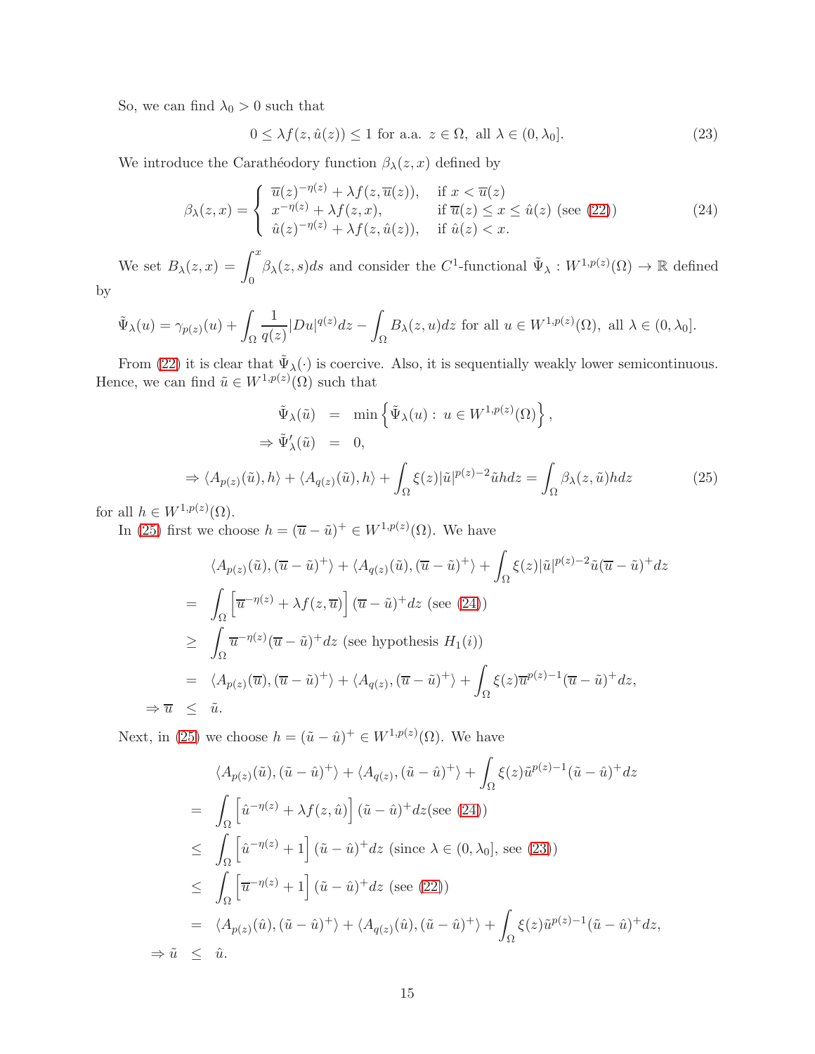So, we can find $\lambda_0 > 0$ such that

$$0 \leq \lambda f(z, \hat{u}(z)) \leq 1 \text{ for a.a. } z \in \Omega, \text{ all } \lambda \in (0, \lambda_0]. \tag{23}$$

We introduce the Carathéodory function $\beta_\lambda(z, x)$ defined by

$$\beta_\lambda(z,x) = \begin{cases} \overline{u}(z)^{-\eta(z)} + \lambda f(z, \overline{u}(z)), & \text{if } x < \overline{u}(z) \\ x^{-\eta(z)} + \lambda f(z,x), & \text{if } \overline{u}(z) \leq x \leq \hat{u}(z) \text{ (see (22))} \\ \hat{u}(z)^{-\eta(z)} + \lambda f(z, \hat{u}(z)), & \text{if } \hat{u}(z) < x. \end{cases} \tag{24}$$

We set $B_\lambda(z,x) = \int_0^x \beta_\lambda(z,s)ds$ and consider the $C^1$-functional $\tilde{\Psi}_\lambda : W^{1,p(z)}(\Omega) \to \mathbb{R}$ defined by

$$\tilde{\Psi}_\lambda(u) = \gamma_{p(z)}(u) + \int_\Omega \frac{1}{q(z)} |Du|^{q(z)} dz - \int_\Omega B_\lambda(z,u)dz \text{ for all } u \in W^{1,p(z)}(\Omega), \text{ all } \lambda \in (0, \lambda_0].$$

From (22) it is clear that $\tilde{\Psi}_\lambda(\cdot)$ is coercive. Also, it is sequentially weakly lower semicontinuous. Hence, we can find $\tilde{u} \in W^{1,p(z)}(\Omega)$ such that

$$\begin{aligned} \tilde{\Psi}_\lambda(\tilde{u}) &= \min\left\{ \tilde{\Psi}_\lambda(u) : u \in W^{1,p(z)}(\Omega) \right\}, \\ \Rightarrow \tilde{\Psi}'_\lambda(\tilde{u}) &= 0, \\ \Rightarrow \langle A_{p(z)}(\tilde{u}), h\rangle + \langle A_{q(z)}(\tilde{u}), h\rangle + \int_\Omega \xi(z)|\tilde{u}|^{p(z)-2}\tilde{u}hdz &= \int_\Omega \beta_\lambda(z, \tilde{u})hdz \end{aligned} \tag{25}$$

for all $h \in W^{1,p(z)}(\Omega)$.

In (25) first we choose $h = (\overline{u} - \tilde{u})^+ \in W^{1,p(z)}(\Omega)$. We have

$$\begin{aligned} & \langle A_{p(z)}(\tilde{u}), (\overline{u}-\tilde{u})^+\rangle + \langle A_{q(z)}(\tilde{u}), (\overline{u}-\tilde{u})^+\rangle + \int_\Omega \xi(z)|\tilde{u}|^{p(z)-2}\tilde{u}(\overline{u}-\tilde{u})^+dz \\ = & \int_\Omega \left[\overline{u}^{-\eta(z)} + \lambda f(z, \overline{u})\right](\overline{u}-\tilde{u})^+dz \text{ (see (24))} \\ \geq & \int_\Omega \overline{u}^{-\eta(z)}(\overline{u}-\tilde{u})^+dz \text{ (see hypothesis } H_1(i)) \\ = & \langle A_{p(z)}(\overline{u}), (\overline{u}-\tilde{u})^+\rangle + \langle A_{q(z)}, (\overline{u}-\tilde{u})^+\rangle + \int_\Omega \xi(z)\overline{u}^{p(z)-1}(\overline{u}-\tilde{u})^+dz, \\ \Rightarrow \overline{u} \leq & \ \tilde{u}. \end{aligned}$$

Next, in (25) we choose $h = (\tilde{u} - \hat{u})^+ \in W^{1,p(z)}(\Omega)$. We have

$$\begin{aligned} & \langle A_{p(z)}(\tilde{u}), (\tilde{u}-\hat{u})^+\rangle + \langle A_{q(z)}, (\tilde{u}-\hat{u})^+\rangle + \int_\Omega \xi(z)\tilde{u}^{p(z)-1}(\tilde{u}-\hat{u})^+dz \\ = & \int_\Omega \left[\hat{u}^{-\eta(z)} + \lambda f(z, \hat{u})\right](\tilde{u}-\hat{u})^+dz \text{(see (24))} \\ \leq & \int_\Omega \left[\hat{u}^{-\eta(z)} + 1\right](\tilde{u}-\hat{u})^+dz \text{ (since } \lambda \in (0, \lambda_0]\text{, see (23))} \\ \leq & \int_\Omega \left[\overline{u}^{-\eta(z)} + 1\right](\tilde{u}-\hat{u})^+dz \text{ (see (22))} \\ = & \langle A_{p(z)}(\hat{u}), (\tilde{u}-\hat{u})^+\rangle + \langle A_{q(z)}(\hat{u}), (\tilde{u}-\hat{u})^+\rangle + \int_\Omega \xi(z)\tilde{u}^{p(z)-1}(\tilde{u}-\hat{u})^+dz, \\ \Rightarrow \tilde{u} \leq & \ \hat{u}. \end{aligned}$$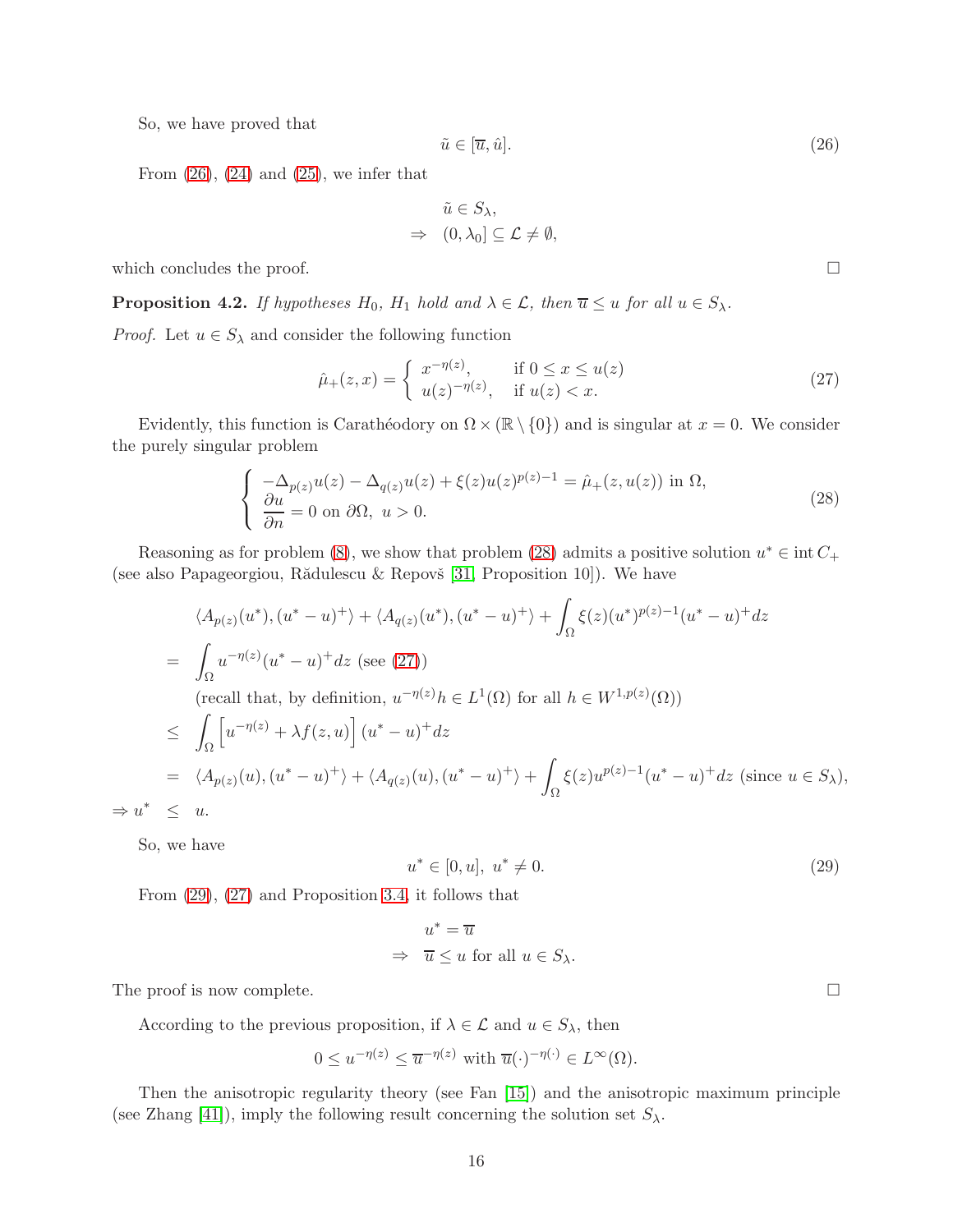So, we have proved that

$$\tilde{u} \in [\overline{u}, \hat{u}]. \tag{26}$$

From (26), (24) and (25), we infer that

$$\begin{aligned} & \tilde{u} \in S_\lambda, \\ \Rightarrow \quad & (0, \lambda_0] \subseteq \mathcal{L} \neq \emptyset, \end{aligned}$$

which concludes the proof. □

**Proposition 4.2.** *If hypotheses $H_0$, $H_1$ hold and $\lambda \in \mathcal{L}$, then $\overline{u} \leq u$ for all $u \in S_\lambda$.*

*Proof.* Let $u \in S_\lambda$ and consider the following function

$$\hat{\mu}_+(z, x) = \begin{cases} x^{-\eta(z)}, & \text{if } 0 \leq x \leq u(z) \\ u(z)^{-\eta(z)}, & \text{if } u(z) < x. \end{cases} \tag{27}$$

Evidently, this function is Carathéodory on $\Omega \times (\mathbb{R} \setminus \{0\})$ and is singular at $x = 0$. We consider the purely singular problem

$$\begin{cases} -\Delta_{p(z)} u(z) - \Delta_{q(z)} u(z) + \xi(z) u(z)^{p(z)-1} = \hat{\mu}_+(z, u(z)) \text{ in } \Omega, \\ \dfrac{\partial u}{\partial n} = 0 \text{ on } \partial\Omega, \ u > 0. \end{cases} \tag{28}$$

Reasoning as for problem (8), we show that problem (28) admits a positive solution $u^* \in \operatorname{int} C_+$ (see also Papageorgiou, Rădulescu & Repovš [31, Proposition 10]). We have

$$\begin{aligned} & \langle A_{p(z)}(u^*), (u^* - u)^+ \rangle + \langle A_{q(z)}(u^*), (u^* - u)^+ \rangle + \int_\Omega \xi(z) (u^*)^{p(z)-1} (u^* - u)^+ dz \\ = \ & \int_\Omega u^{-\eta(z)} (u^* - u)^+ dz \text{ (see (27))} \\ & \text{(recall that, by definition, } u^{-\eta(z)} h \in L^1(\Omega) \text{ for all } h \in W^{1,p(z)}(\Omega)) \\ \leq \ & \int_\Omega \left[ u^{-\eta(z)} + \lambda f(z, u) \right] (u^* - u)^+ dz \\ = \ & \langle A_{p(z)}(u), (u^* - u)^+ \rangle + \langle A_{q(z)}(u), (u^* - u)^+ \rangle + \int_\Omega \xi(z) u^{p(z)-1} (u^* - u)^+ dz \text{ (since } u \in S_\lambda), \\ \Rightarrow u^* \ \leq \ & u. \end{aligned}$$

So, we have

$$u^* \in [0, u], \ u^* \neq 0. \tag{29}$$

From (29), (27) and Proposition 3.4, it follows that

$$\begin{aligned} & u^* = \overline{u} \\ \Rightarrow \quad & \overline{u} \leq u \text{ for all } u \in S_\lambda. \end{aligned}$$

The proof is now complete. □

According to the previous proposition, if $\lambda \in \mathcal{L}$ and $u \in S_\lambda$, then

$$0 \leq u^{-\eta(z)} \leq \overline{u}^{-\eta(z)} \text{ with } \overline{u}(\cdot)^{-\eta(\cdot)} \in L^\infty(\Omega).$$

Then the anisotropic regularity theory (see Fan [15]) and the anisotropic maximum principle (see Zhang [41]), imply the following result concerning the solution set $S_\lambda$.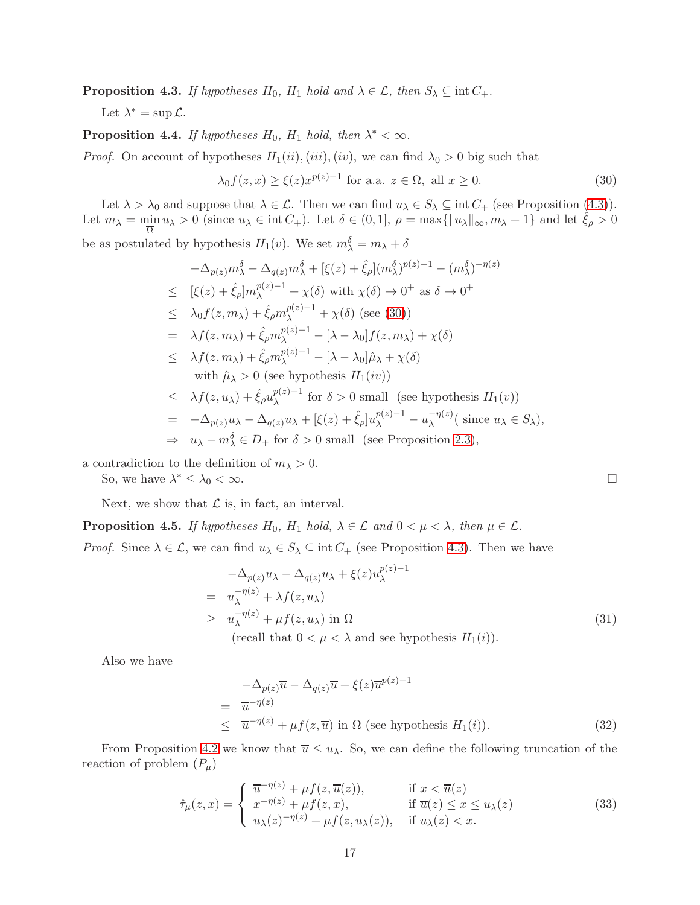**Proposition 4.3.** *If hypotheses $H_0$, $H_1$ hold and $\lambda \in \mathcal{L}$, then $S_\lambda \subseteq \operatorname{int} C_+$.*

Let $\lambda^* = \sup \mathcal{L}$.

**Proposition 4.4.** *If hypotheses $H_0$, $H_1$ hold, then $\lambda^* < \infty$.*

*Proof.* On account of hypotheses $H_1(ii), (iii), (iv)$, we can find $\lambda_0 > 0$ big such that

$$\lambda_0 f(z,x) \geq \xi(z) x^{p(z)-1} \text{ for a.a. } z \in \Omega, \text{ all } x \geq 0. \tag{30}$$

Let $\lambda > \lambda_0$ and suppose that $\lambda \in \mathcal{L}$. Then we can find $u_\lambda \in S_\lambda \subseteq \operatorname{int} C_+$ (see Proposition (4.3)). Let $m_\lambda = \min_{\overline{\Omega}} u_\lambda > 0$ (since $u_\lambda \in \operatorname{int} C_+$). Let $\delta \in (0,1]$, $\rho = \max\{\|u_\lambda\|_\infty, m_\lambda + 1\}$ and let $\hat{\xi}_\rho > 0$ be as postulated by hypothesis $H_1(v)$. We set $m_\lambda^\delta = m_\lambda + \delta$

$$\begin{aligned}
& -\Delta_{p(z)} m_\lambda^\delta - \Delta_{q(z)} m_\lambda^\delta + [\xi(z) + \hat{\xi}_\rho](m_\lambda^\delta)^{p(z)-1} - (m_\lambda^\delta)^{-\eta(z)} \\
\leq\ & [\xi(z) + \hat{\xi}_\rho] m_\lambda^{p(z)-1} + \chi(\delta) \text{ with } \chi(\delta) \to 0^+ \text{ as } \delta \to 0^+ \\
\leq\ & \lambda_0 f(z, m_\lambda) + \hat{\xi}_\rho m_\lambda^{p(z)-1} + \chi(\delta) \text{ (see (30))} \\
=\ & \lambda f(z, m_\lambda) + \hat{\xi}_\rho m_\lambda^{p(z)-1} - [\lambda - \lambda_0] f(z, m_\lambda) + \chi(\delta) \\
\leq\ & \lambda f(z, m_\lambda) + \hat{\xi}_\rho m_\lambda^{p(z)-1} - [\lambda - \lambda_0] \hat{\mu}_\lambda + \chi(\delta) \\
& \text{with } \hat{\mu}_\lambda > 0 \text{ (see hypothesis } H_1(iv)) \\
\leq\ & \lambda f(z, u_\lambda) + \hat{\xi}_\rho u_\lambda^{p(z)-1} \text{ for } \delta > 0 \text{ small (see hypothesis } H_1(v)) \\
=\ & -\Delta_{p(z)} u_\lambda - \Delta_{q(z)} u_\lambda + [\xi(z) + \hat{\xi}_\rho] u_\lambda^{p(z)-1} - u_\lambda^{-\eta(z)} (\text{ since } u_\lambda \in S_\lambda), \\
\Rightarrow\ & u_\lambda - m_\lambda^\delta \in D_+ \text{ for } \delta > 0 \text{ small (see Proposition 2.3)},
\end{aligned}$$

a contradiction to the definition of $m_\lambda > 0$.

So, we have $\lambda^* \leq \lambda_0 < \infty$. ∎

Next, we show that $\mathcal{L}$ is, in fact, an interval.

**Proposition 4.5.** *If hypotheses $H_0$, $H_1$ hold, $\lambda \in \mathcal{L}$ and $0 < \mu < \lambda$, then $\mu \in \mathcal{L}$.*

*Proof.* Since $\lambda \in \mathcal{L}$, we can find $u_\lambda \in S_\lambda \subseteq \operatorname{int} C_+$ (see Proposition 4.3). Then we have

$$\begin{aligned}
& -\Delta_{p(z)} u_\lambda - \Delta_{q(z)} u_\lambda + \xi(z) u_\lambda^{p(z)-1} \\
=\ & u_\lambda^{-\eta(z)} + \lambda f(z, u_\lambda) \\
\geq\ & u_\lambda^{-\eta(z)} + \mu f(z, u_\lambda) \text{ in } \Omega \\
& \text{(recall that } 0 < \mu < \lambda \text{ and see hypothesis } H_1(i)).
\end{aligned} \tag{31}$$

Also we have

$$\begin{aligned}
& -\Delta_{p(z)} \overline{u} - \Delta_{q(z)} \overline{u} + \xi(z) \overline{u}^{p(z)-1} \\
=\ & \overline{u}^{-\eta(z)} \\
\leq\ & \overline{u}^{-\eta(z)} + \mu f(z, \overline{u}) \text{ in } \Omega \text{ (see hypothesis } H_1(i)).
\end{aligned} \tag{32}$$

From Proposition 4.2 we know that $\overline{u} \leq u_\lambda$. So, we can define the following truncation of the reaction of problem $(P_\mu)$

$$\hat{\tau}_\mu(z,x) = \begin{cases} \overline{u}^{-\eta(z)} + \mu f(z, \overline{u}(z)), & \text{if } x < \overline{u}(z) \\ x^{-\eta(z)} + \mu f(z,x), & \text{if } \overline{u}(z) \leq x \leq u_\lambda(z) \\ u_\lambda(z)^{-\eta(z)} + \mu f(z, u_\lambda(z)), & \text{if } u_\lambda(z) < x. \end{cases} \tag{33}$$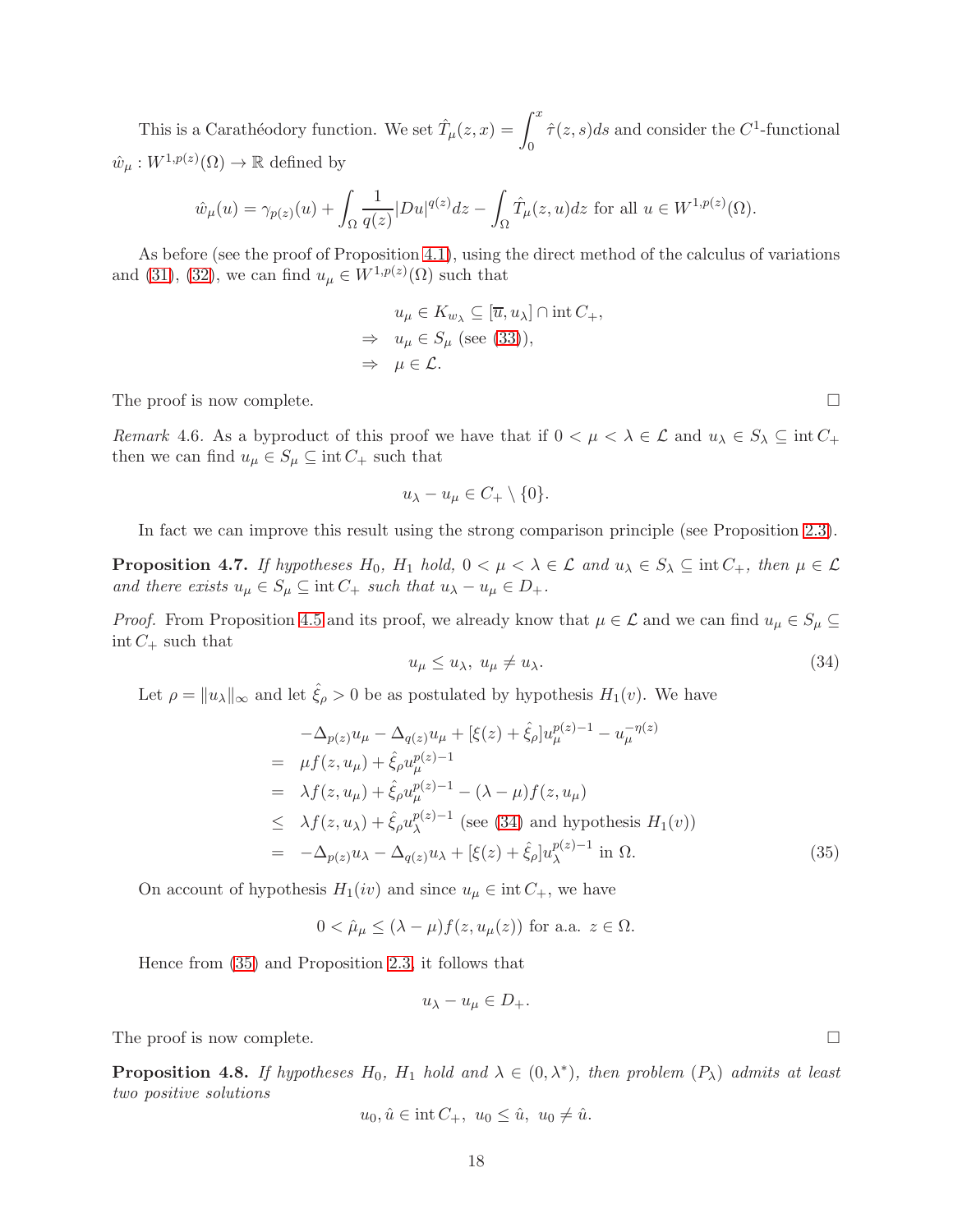This is a Carathéodory function. We set $\hat{T}_\mu(z,x) = \int_0^x \hat{\tau}(z,s)ds$ and consider the $C^1$-functional $\hat{w}_\mu : W^{1,p(z)}(\Omega) \to \mathbb{R}$ defined by

$$\hat{w}_\mu(u) = \gamma_{p(z)}(u) + \int_\Omega \frac{1}{q(z)}|Du|^{q(z)}dz - \int_\Omega \hat{T}_\mu(z,u)dz \text{ for all } u \in W^{1,p(z)}(\Omega).$$

As before (see the proof of Proposition 4.1), using the direct method of the calculus of variations and (31), (32), we can find $u_\mu \in W^{1,p(z)}(\Omega)$ such that

$$\begin{aligned}
& u_\mu \in K_{w_\lambda} \subseteq [\overline{u}, u_\lambda] \cap \operatorname{int} C_+, \\
\Rightarrow \quad & u_\mu \in S_\mu \text{ (see (33))}, \\
\Rightarrow \quad & \mu \in \mathcal{L}.
\end{aligned}$$

The proof is now complete. ☐

*Remark* 4.6. As a byproduct of this proof we have that if $0 < \mu < \lambda \in \mathcal{L}$ and $u_\lambda \in S_\lambda \subseteq \operatorname{int} C_+$ then we can find $u_\mu \in S_\mu \subseteq \operatorname{int} C_+$ such that

$$u_\lambda - u_\mu \in C_+ \setminus \{0\}.$$

In fact we can improve this result using the strong comparison principle (see Proposition 2.3).

**Proposition 4.7.** *If hypotheses $H_0$, $H_1$ hold, $0 < \mu < \lambda \in \mathcal{L}$ and $u_\lambda \in S_\lambda \subseteq \operatorname{int} C_+$, then $\mu \in \mathcal{L}$ and there exists $u_\mu \in S_\mu \subseteq \operatorname{int} C_+$ such that $u_\lambda - u_\mu \in D_+$.*

*Proof.* From Proposition 4.5 and its proof, we already know that $\mu \in \mathcal{L}$ and we can find $u_\mu \in S_\mu \subseteq \operatorname{int} C_+$ such that

$$u_\mu \le u_\lambda, \; u_\mu \ne u_\lambda. \tag{34}$$

Let $\rho = \|u_\lambda\|_\infty$ and let $\hat{\xi}_\rho > 0$ be as postulated by hypothesis $H_1(v)$. We have

$$\begin{aligned}
& -\Delta_{p(z)} u_\mu - \Delta_{q(z)} u_\mu + [\xi(z) + \hat{\xi}_\rho] u_\mu^{p(z)-1} - u_\mu^{-\eta(z)} \\
= \; & \mu f(z, u_\mu) + \hat{\xi}_\rho u_\mu^{p(z)-1} \\
= \; & \lambda f(z, u_\mu) + \hat{\xi}_\rho u_\mu^{p(z)-1} - (\lambda - \mu) f(z, u_\mu) \\
\le \; & \lambda f(z, u_\lambda) + \hat{\xi}_\rho u_\lambda^{p(z)-1} \text{ (see (34) and hypothesis } H_1(v)) \\
= \; & -\Delta_{p(z)} u_\lambda - \Delta_{q(z)} u_\lambda + [\xi(z) + \hat{\xi}_\rho] u_\lambda^{p(z)-1} \text{ in } \Omega.
\end{aligned} \tag{35}$$

On account of hypothesis $H_1(iv)$ and since $u_\mu \in \operatorname{int} C_+$, we have

$$0 < \hat{\mu}_\mu \le (\lambda - \mu) f(z, u_\mu(z)) \text{ for a.a. } z \in \Omega.$$

Hence from (35) and Proposition 2.3, it follows that

$$u_\lambda - u_\mu \in D_+.$$

The proof is now complete. ☐

**Proposition 4.8.** *If hypotheses $H_0$, $H_1$ hold and $\lambda \in (0, \lambda^*)$, then problem $(P_\lambda)$ admits at least two positive solutions*

$$u_0, \hat{u} \in \operatorname{int} C_+, \; u_0 \le \hat{u}, \; u_0 \ne \hat{u}.$$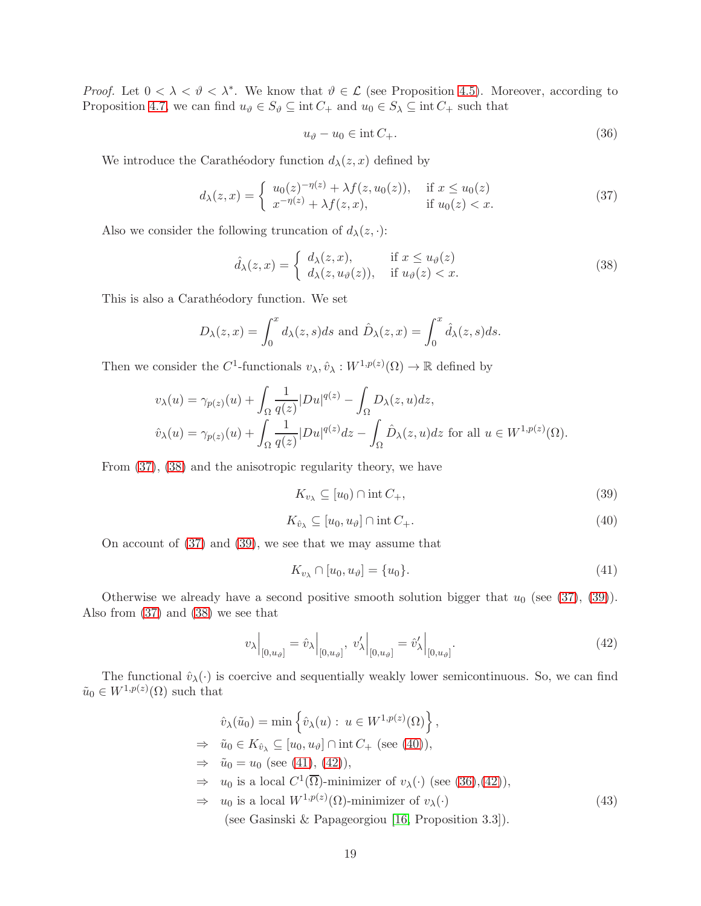*Proof.* Let $0 < \lambda < \vartheta < \lambda^*$. We know that $\vartheta \in \mathcal{L}$ (see Proposition 4.5). Moreover, according to Proposition 4.7, we can find $u_\vartheta \in S_\vartheta \subseteq \operatorname{int} C_+$ and $u_0 \in S_\lambda \subseteq \operatorname{int} C_+$ such that

$$u_\vartheta - u_0 \in \operatorname{int} C_+. \tag{36}$$

We introduce the Carathéodory function $d_\lambda(z,x)$ defined by

$$d_\lambda(z,x) = \begin{cases} u_0(z)^{-\eta(z)} + \lambda f(z,u_0(z)), & \text{if } x \leq u_0(z) \\ x^{-\eta(z)} + \lambda f(z,x), & \text{if } u_0(z) < x. \end{cases} \tag{37}$$

Also we consider the following truncation of $d_\lambda(z,\cdot)$:

$$\hat{d}_\lambda(z,x) = \begin{cases} d_\lambda(z,x), & \text{if } x \leq u_\vartheta(z) \\ d_\lambda(z,u_\vartheta(z)), & \text{if } u_\vartheta(z) < x. \end{cases} \tag{38}$$

This is also a Carathéodory function. We set

$$D_\lambda(z,x) = \int_0^x d_\lambda(z,s)ds \text{ and } \hat{D}_\lambda(z,x) = \int_0^x \hat{d}_\lambda(z,s)ds.$$

Then we consider the $C^1$-functionals $v_\lambda, \hat{v}_\lambda : W^{1,p(z)}(\Omega) \to \mathbb{R}$ defined by

$$\begin{aligned} v_\lambda(u) &= \gamma_{p(z)}(u) + \int_\Omega \frac{1}{q(z)}|Du|^{q(z)} - \int_\Omega D_\lambda(z,u)dz, \\ \hat{v}_\lambda(u) &= \gamma_{p(z)}(u) + \int_\Omega \frac{1}{q(z)}|Du|^{q(z)}dz - \int_\Omega \hat{D}_\lambda(z,u)dz \text{ for all } u \in W^{1,p(z)}(\Omega). \end{aligned}$$

From (37), (38) and the anisotropic regularity theory, we have

$$K_{v_\lambda} \subseteq [u_0) \cap \operatorname{int} C_+, \tag{39}$$

$$K_{\hat{v}_\lambda} \subseteq [u_0, u_\vartheta] \cap \operatorname{int} C_+. \tag{40}$$

On account of (37) and (39), we see that we may assume that

$$K_{v_\lambda} \cap [u_0, u_\vartheta] = \{u_0\}. \tag{41}$$

Otherwise we already have a second positive smooth solution bigger that $u_0$ (see (37), (39)). Also from (37) and (38) we see that

$$v_\lambda\Big|_{[0,u_\vartheta]} = \hat{v}_\lambda\Big|_{[0,u_\vartheta]}, \; v_\lambda'\Big|_{[0,u_\vartheta]} = \hat{v}_\lambda'\Big|_{[0,u_\vartheta]}. \tag{42}$$

The functional $\hat{v}_\lambda(\cdot)$ is coercive and sequentially weakly lower semicontinuous. So, we can find $\tilde{u}_0 \in W^{1,p(z)}(\Omega)$ such that

$$\begin{aligned} & \hat{v}_\lambda(\tilde{u}_0) = \min\left\{\hat{v}_\lambda(u) : \; u \in W^{1,p(z)}(\Omega)\right\}, \\ \Rightarrow \quad & \tilde{u}_0 \in K_{\hat{v}_\lambda} \subseteq [u_0, u_\vartheta] \cap \operatorname{int} C_+ \text{ (see (40))}, \\ \Rightarrow \quad & \tilde{u}_0 = u_0 \text{ (see (41), (42))}, \\ \Rightarrow \quad & u_0 \text{ is a local } C^1(\overline{\Omega})\text{-minimizer of } v_\lambda(\cdot) \text{ (see (36),(42))}, \\ \Rightarrow \quad & u_0 \text{ is a local } W^{1,p(z)}(\Omega)\text{-minimizer of } v_\lambda(\cdot) \\ & \text{(see Gasinski \& Papageorgiou [16, Proposition 3.3])}. \end{aligned} \tag{43}$$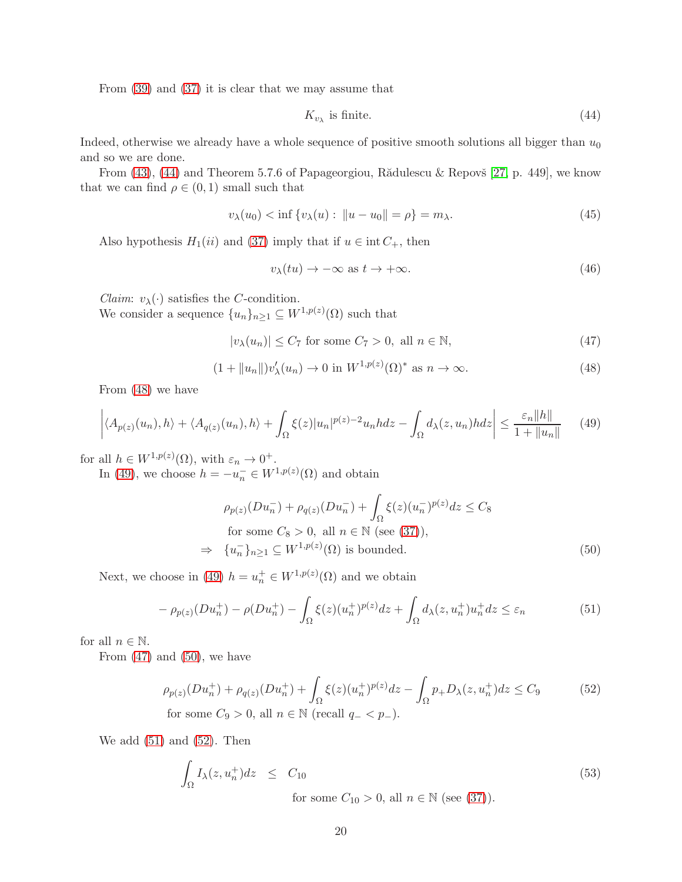From (39) and (37) it is clear that we may assume that

$$K_{v_\lambda} \text{ is finite.} \tag{44}$$

Indeed, otherwise we already have a whole sequence of positive smooth solutions all bigger than $u_0$ and so we are done.

From (43), (44) and Theorem 5.7.6 of Papageorgiou, Rădulescu & Repovš [27, p. 449], we know that we can find $\rho \in (0,1)$ small such that

$$v_\lambda(u_0) < \inf\{v_\lambda(u) : \|u - u_0\| = \rho\} = m_\lambda. \tag{45}$$

Also hypothesis $H_1(ii)$ and (37) imply that if $u \in \operatorname{int} C_+$, then

$$v_\lambda(tu) \to -\infty \text{ as } t \to +\infty. \tag{46}$$

*Claim*: $v_\lambda(\cdot)$ satisfies the $C$-condition.

We consider a sequence $\{u_n\}_{n\geq 1} \subseteq W^{1,p(z)}(\Omega)$ such that

$$|v_\lambda(u_n)| \leq C_7 \text{ for some } C_7 > 0, \text{ all } n \in \mathbb{N}, \tag{47}$$

$$(1 + \|u_n\|)v_\lambda'(u_n) \to 0 \text{ in } W^{1,p(z)}(\Omega)^* \text{ as } n \to \infty. \tag{48}$$

From (48) we have

$$\left| \langle A_{p(z)}(u_n), h\rangle + \langle A_{q(z)}(u_n), h\rangle + \int_\Omega \xi(z)|u_n|^{p(z)-2}u_n h dz - \int_\Omega d_\lambda(z, u_n) h dz \right| \leq \frac{\varepsilon_n \|h\|}{1 + \|u_n\|} \tag{49}$$

for all $h \in W^{1,p(z)}(\Omega)$, with $\varepsilon_n \to 0^+$.

In (49), we choose $h = -u_n^- \in W^{1,p(z)}(\Omega)$ and obtain

$$\begin{aligned}
&\rho_{p(z)}(Du_n^-) + \rho_{q(z)}(Du_n^-) + \int_\Omega \xi(z)(u_n^-)^{p(z)} dz \leq C_8 \\
&\quad \text{for some } C_8 > 0, \text{ all } n \in \mathbb{N} \text{ (see (37))}, \\
\Rightarrow \quad & \{u_n^-\}_{n\geq 1} \subseteq W^{1,p(z)}(\Omega) \text{ is bounded.}
\end{aligned} \tag{50}$$

Next, we choose in (49) $h = u_n^+ \in W^{1,p(z)}(\Omega)$ and we obtain

$$-\rho_{p(z)}(Du_n^+) - \rho(Du_n^+) - \int_\Omega \xi(z)(u_n^+)^{p(z)} dz + \int_\Omega d_\lambda(z, u_n^+)u_n^+ dz \leq \varepsilon_n \tag{51}$$

for all $n \in \mathbb{N}$.

From (47) and (50), we have

$$\begin{aligned}
&\rho_{p(z)}(Du_n^+) + \rho_{q(z)}(Du_n^+) + \int_\Omega \xi(z)(u_n^+)^{p(z)} dz - \int_\Omega p_+ D_\lambda(z, u_n^+) dz \leq C_9 \\
&\quad \text{for some } C_9 > 0, \text{ all } n \in \mathbb{N} \text{ (recall } q_- < p_-).
\end{aligned} \tag{52}$$

We add (51) and (52). Then

$$\begin{aligned}
\int_\Omega I_\lambda(z, u_n^+) dz &\leq C_{10} \\
&\quad \text{for some } C_{10} > 0, \text{ all } n \in \mathbb{N} \text{ (see (37))}.
\end{aligned} \tag{53}$$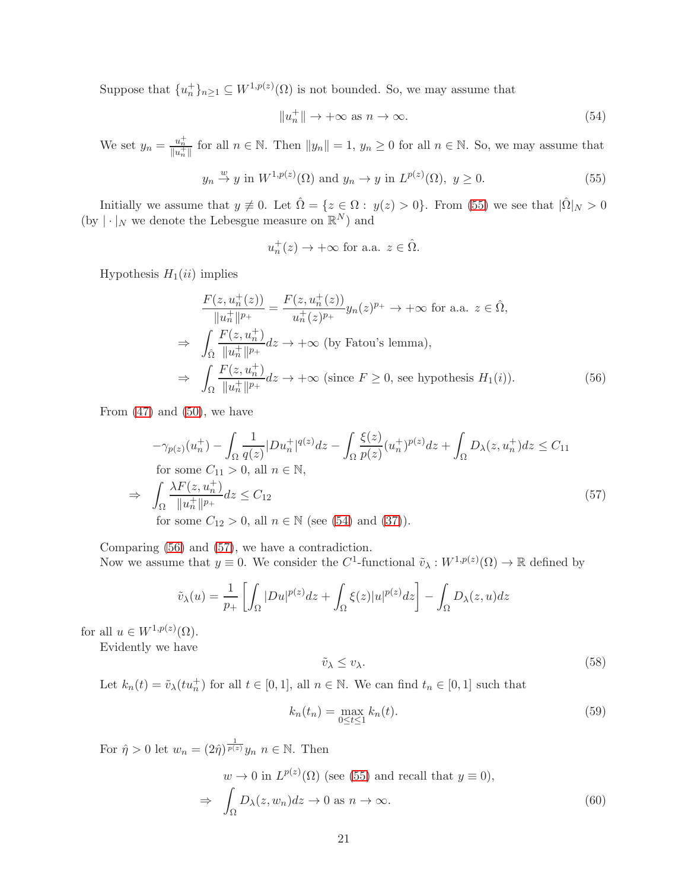Suppose that $\{u_n^+\}_{n\geq 1} \subseteq W^{1,p(z)}(\Omega)$ is not bounded. So, we may assume that

$$\|u_n^+\| \to +\infty \text{ as } n \to \infty. \tag{54}$$

We set $y_n = \frac{u_n^+}{\|u_n^+\|}$ for all $n \in \mathbb{N}$. Then $\|y_n\| = 1$, $y_n \geq 0$ for all $n \in \mathbb{N}$. So, we may assume that

$$y_n \xrightarrow{w} y \text{ in } W^{1,p(z)}(\Omega) \text{ and } y_n \to y \text{ in } L^{p(z)}(\Omega),\ y \geq 0. \tag{55}$$

Initially we assume that $y \not\equiv 0$. Let $\hat{\Omega} = \{z \in \Omega :\ y(z) > 0\}$. From (55) we see that $|\hat{\Omega}|_N > 0$ (by $|\cdot|_N$ we denote the Lebesgue measure on $\mathbb{R}^N$) and

$$u_n^+(z) \to +\infty \text{ for a.a. } z \in \hat{\Omega}.$$

Hypothesis $H_1(ii)$ implies

$$\begin{aligned}
&\frac{F(z, u_n^+(z))}{\|u_n^+\|^{p_+}} = \frac{F(z, u_n^+(z))}{u_n^+(z)^{p_+}} y_n(z)^{p_+} \to +\infty \text{ for a.a. } z \in \hat{\Omega}, \\
\Rightarrow\ & \int_{\hat{\Omega}} \frac{F(z, u_n^+)}{\|u_n^+\|^{p_+}} dz \to +\infty \text{ (by Fatou's lemma)}, \\
\Rightarrow\ & \int_{\Omega} \frac{F(z, u_n^+)}{\|u_n^+\|^{p_+}} dz \to +\infty \text{ (since } F \geq 0\text{, see hypothesis } H_1(i)). 
\end{aligned} \tag{56}$$

From (47) and (50), we have

$$\begin{aligned}
& -\gamma_{p(z)}(u_n^+) - \int_\Omega \frac{1}{q(z)} |Du_n^+|^{q(z)} dz - \int_\Omega \frac{\xi(z)}{p(z)} (u_n^+)^{p(z)} dz + \int_\Omega D_\lambda(z, u_n^+) dz \leq C_{11} \\
& \quad \text{for some } C_{11} > 0, \text{ all } n \in \mathbb{N}, \\
\Rightarrow\ & \int_\Omega \frac{\lambda F(z, u_n^+)}{\|u_n^+\|^{p_+}} dz \leq C_{12} \\
& \quad \text{for some } C_{12} > 0, \text{ all } n \in \mathbb{N} \text{ (see (54) and (37))}.
\end{aligned} \tag{57}$$

Comparing (56) and (57), we have a contradiction.

Now we assume that $y \equiv 0$. We consider the $C^1$-functional $\tilde{v}_\lambda : W^{1,p(z)}(\Omega) \to \mathbb{R}$ defined by

$$\tilde{v}_\lambda(u) = \frac{1}{p_+} \left[ \int_\Omega |Du|^{p(z)} dz + \int_\Omega \xi(z) |u|^{p(z)} dz \right] - \int_\Omega D_\lambda(z, u) dz$$

for all $u \in W^{1,p(z)}(\Omega)$.

Evidently we have

$$\tilde{v}_\lambda \leq v_\lambda. \tag{58}$$

Let $k_n(t) = \tilde{v}_\lambda(t u_n^+)$ for all $t \in [0, 1]$, all $n \in \mathbb{N}$. We can find $t_n \in [0, 1]$ such that

$$k_n(t_n) = \max_{0 \leq t \leq 1} k_n(t). \tag{59}$$

For $\hat{\eta} > 0$ let $w_n = (2\hat{\eta})^{\frac{1}{p(z)}} y_n$ $n \in \mathbb{N}$. Then

$$\begin{aligned}
& w \to 0 \text{ in } L^{p(z)}(\Omega) \text{ (see (55) and recall that } y \equiv 0), \\
\Rightarrow\ & \int_\Omega D_\lambda(z, w_n) dz \to 0 \text{ as } n \to \infty.
\end{aligned} \tag{60}$$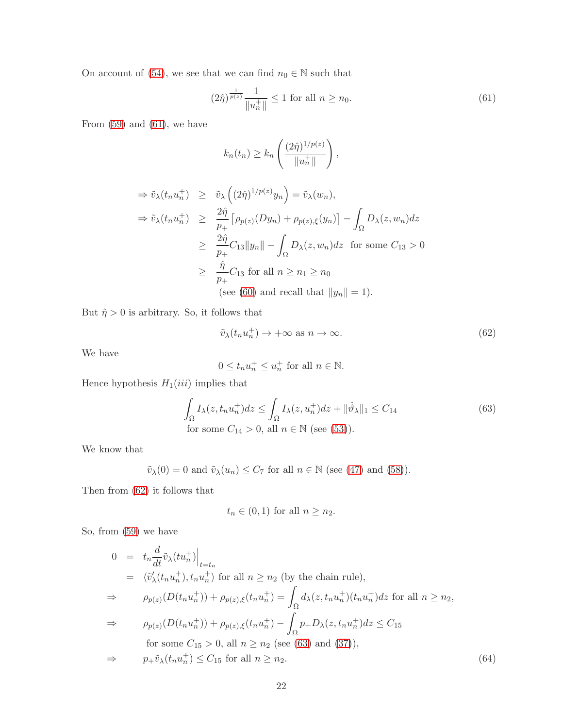On account of (54), we see that we can find $n_0 \in \mathbb{N}$ such that

$$(2\hat{\eta})^{\frac{1}{p(z)}} \frac{1}{\|u_n^+\|} \leq 1 \text{ for all } n \geq n_0. \tag{61}$$

From (59) and (61), we have

$$k_n(t_n) \geq k_n\left(\frac{(2\hat{\eta})^{1/p(z)}}{\|u_n^+\|}\right),$$

$$\begin{aligned}
\Rightarrow \tilde{v}_\lambda(t_n u_n^+) &\geq \tilde{v}_\lambda\left((2\hat{\eta})^{1/p(z)} y_n\right) = \tilde{v}_\lambda(w_n), \\
\Rightarrow \tilde{v}_\lambda(t_n u_n^+) &\geq \frac{2\hat{\eta}}{p_+}\left[\rho_{p(z)}(Dy_n) + \rho_{p(z),\xi}(y_n)\right] - \int_\Omega D_\lambda(z, w_n)dz \\
&\geq \frac{2\hat{\eta}}{p_+} C_{13}\|y_n\| - \int_\Omega D_\lambda(z, w_n)dz \ \text{ for some } C_{13} > 0 \\
&\geq \frac{\hat{\eta}}{p_+} C_{13} \text{ for all } n \geq n_1 \geq n_0 \\
&\quad \text{(see (60) and recall that } \|y_n\| = 1).
\end{aligned}$$

But $\hat{\eta} > 0$ is arbitrary. So, it follows that

$$\tilde{v}_\lambda(t_n u_n^+) \to +\infty \text{ as } n \to \infty. \tag{62}$$

We have

$$0 \leq t_n u_n^+ \leq u_n^+ \text{ for all } n \in \mathbb{N}.$$

Hence hypothesis $H_1(iii)$ implies that

$$\begin{aligned}
&\int_\Omega I_\lambda(z, t_n u_n^+)dz \leq \int_\Omega I_\lambda(z, u_n^+)dz + \|\hat{\vartheta}_\lambda\|_1 \leq C_{14} \\
&\text{for some } C_{14} > 0, \text{ all } n \in \mathbb{N} \text{ (see (53))}.
\end{aligned} \tag{63}$$

We know that

$$\tilde{v}_\lambda(0) = 0 \text{ and } \tilde{v}_\lambda(u_n) \leq C_7 \text{ for all } n \in \mathbb{N} \text{ (see (47) and (58))}.$$

Then from (62) it follows that

$$t_n \in (0, 1) \text{ for all } n \geq n_2.$$

So, from (59) we have

$$\begin{aligned}
0 &= t_n \frac{d}{dt}\tilde{v}_\lambda(t u_n^+)\Big|_{t=t_n} \\
&= \langle \tilde{v}_\lambda'(t_n u_n^+), t_n u_n^+\rangle \text{ for all } n \geq n_2 \text{ (by the chain rule)}, \\
\Rightarrow &\quad \rho_{p(z)}(D(t_n u_n^+)) + \rho_{p(z),\xi}(t_n u_n^+) = \int_\Omega d_\lambda(z, t_n u_n^+)(t_n u_n^+)dz \text{ for all } n \geq n_2, \\
\Rightarrow &\quad \rho_{p(z)}(D(t_n u_n^+)) + \rho_{p(z),\xi}(t_n u_n^+) - \int_\Omega p_+ D_\lambda(z, t_n u_n^+)dz \leq C_{15} \\
&\quad \text{for some } C_{15} > 0, \text{ all } n \geq n_2 \text{ (see (63) and (37))}, \\
\Rightarrow &\quad p_+ \tilde{v}_\lambda(t_n u_n^+) \leq C_{15} \text{ for all } n \geq n_2.
\end{aligned} \tag{64}$$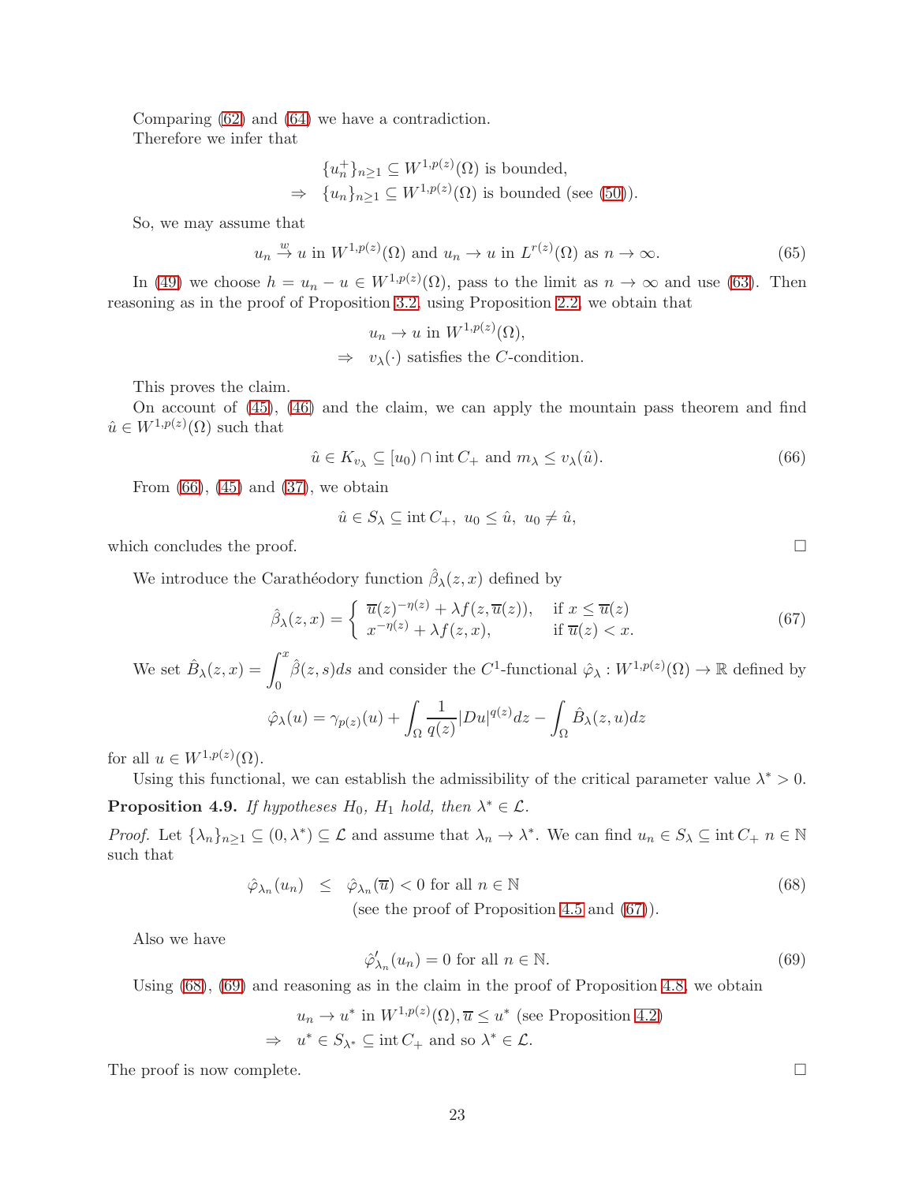Comparing (62) and (64) we have a contradiction.

Therefore we infer that

$$
\begin{aligned}
& \{u_n^+\}_{n\geq 1} \subseteq W^{1,p(z)}(\Omega) \text{ is bounded,} \\
\Rightarrow \ & \{u_n\}_{n\geq 1} \subseteq W^{1,p(z)}(\Omega) \text{ is bounded (see (50)).}
\end{aligned}
$$

So, we may assume that

$$
u_n \xrightarrow{w} u \text{ in } W^{1,p(z)}(\Omega) \text{ and } u_n \to u \text{ in } L^{r(z)}(\Omega) \text{ as } n \to \infty. \tag{65}
$$

In (49) we choose $h = u_n - u \in W^{1,p(z)}(\Omega)$, pass to the limit as $n \to \infty$ and use (63). Then reasoning as in the proof of Proposition 3.2, using Proposition 2.2, we obtain that

$$
\begin{aligned}
& u_n \to u \text{ in } W^{1,p(z)}(\Omega), \\
\Rightarrow \ & v_\lambda(\cdot) \text{ satisfies the } C\text{-condition.}
\end{aligned}
$$

This proves the claim.

On account of (45), (46) and the claim, we can apply the mountain pass theorem and find $\hat{u} \in W^{1,p(z)}(\Omega)$ such that

$$
\hat{u} \in K_{v_\lambda} \subseteq [u_0) \cap \operatorname{int} C_+ \text{ and } m_\lambda \leq v_\lambda(\hat{u}). \tag{66}
$$

From (66), (45) and (37), we obtain

$$
\hat{u} \in S_\lambda \subseteq \operatorname{int} C_+, \ u_0 \leq \hat{u}, \ u_0 \neq \hat{u},
$$

which concludes the proof. $\square$

We introduce the Carathéodory function $\hat{\beta}_\lambda(z,x)$ defined by

$$
\hat{\beta}_\lambda(z,x) = \begin{cases} \overline{u}(z)^{-\eta(z)} + \lambda f(z, \overline{u}(z)), & \text{if } x \leq \overline{u}(z) \\ x^{-\eta(z)} + \lambda f(z,x), & \text{if } \overline{u}(z) < x. \end{cases} \tag{67}
$$

We set $\hat{B}_\lambda(z,x) = \displaystyle\int_0^x \hat{\beta}(z,s)ds$ and consider the $C^1$-functional $\hat{\varphi}_\lambda : W^{1,p(z)}(\Omega) \to \mathbb{R}$ defined by

$$
\hat{\varphi}_\lambda(u) = \gamma_{p(z)}(u) + \int_\Omega \frac{1}{q(z)} |Du|^{q(z)} dz - \int_\Omega \hat{B}_\lambda(z,u) dz
$$

for all $u \in W^{1,p(z)}(\Omega)$.

Using this functional, we can establish the admissibility of the critical parameter value $\lambda^* > 0$.

**Proposition 4.9.** *If hypotheses $H_0$, $H_1$ hold, then $\lambda^* \in \mathcal{L}$.*

*Proof.* Let $\{\lambda_n\}_{n\geq 1} \subseteq (0, \lambda^*) \subseteq \mathcal{L}$ and assume that $\lambda_n \to \lambda^*$. We can find $u_n \in S_\lambda \subseteq \operatorname{int} C_+$ $n \in \mathbb{N}$ such that

$$
\hat{\varphi}_{\lambda_n}(u_n) \leq \hat{\varphi}_{\lambda_n}(\overline{u}) < 0 \text{ for all } n \in \mathbb{N} \tag{68}
$$

(see the proof of Proposition 4.5 and (67)).

Also we have

$$
\hat{\varphi}'_{\lambda_n}(u_n) = 0 \text{ for all } n \in \mathbb{N}. \tag{69}
$$

Using (68), (69) and reasoning as in the claim in the proof of Proposition 4.8, we obtain

$$
\begin{aligned}
& u_n \to u^* \text{ in } W^{1,p(z)}(\Omega), \overline{u} \leq u^* \text{ (see Proposition 4.2)} \\
\Rightarrow \ & u^* \in S_{\lambda^*} \subseteq \operatorname{int} C_+ \text{ and so } \lambda^* \in \mathcal{L}.
\end{aligned}
$$

The proof is now complete. $\square$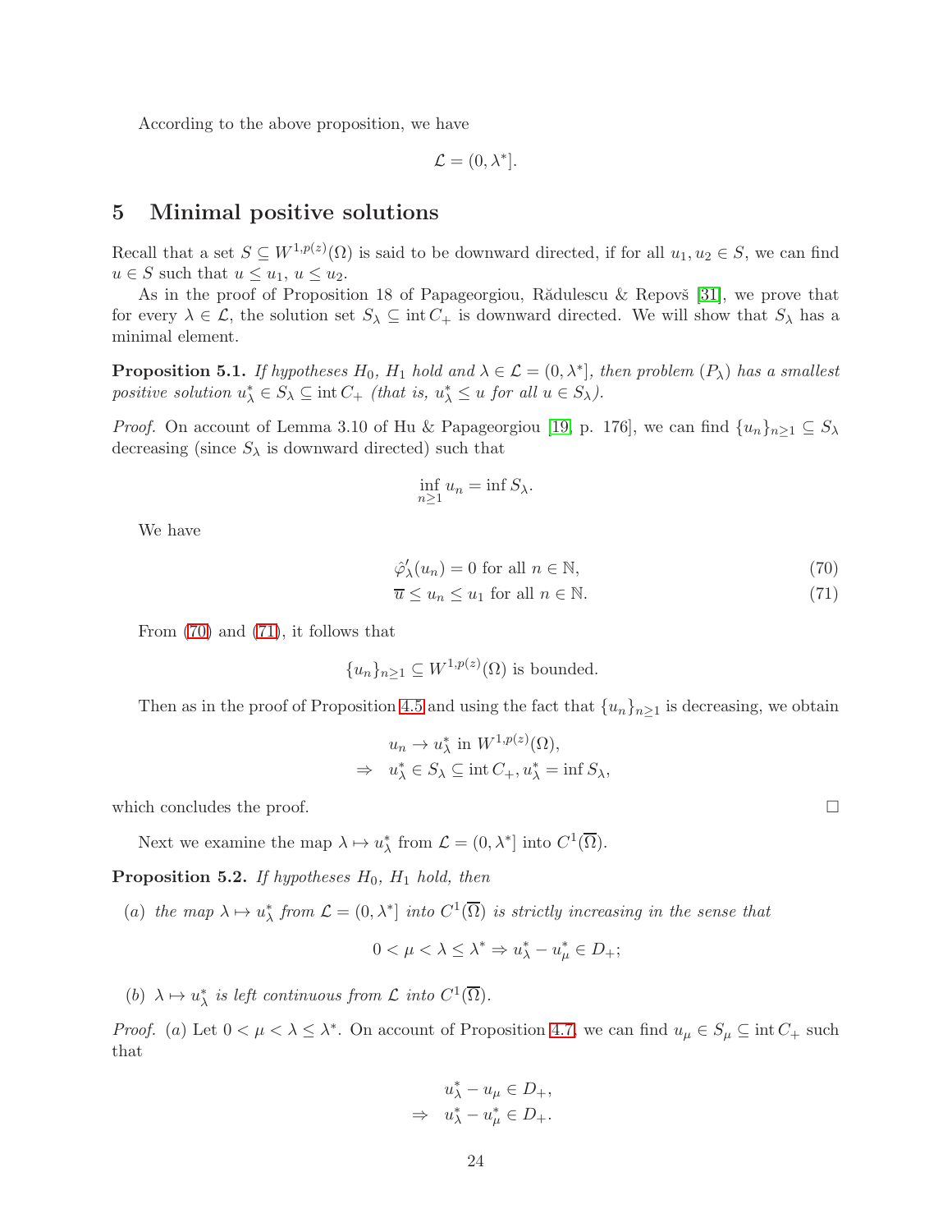According to the above proposition, we have

$$\mathcal{L} = (0, \lambda^*].$$

# 5 Minimal positive solutions

Recall that a set $S \subseteq W^{1,p(z)}(\Omega)$ is said to be downward directed, if for all $u_1, u_2 \in S$, we can find $u \in S$ such that $u \leq u_1$, $u \leq u_2$.

As in the proof of Proposition 18 of Papageorgiou, Rădulescu & Repovš [31], we prove that for every $\lambda \in \mathcal{L}$, the solution set $S_\lambda \subseteq \operatorname{int} C_+$ is downward directed. We will show that $S_\lambda$ has a minimal element.

**Proposition 5.1.** *If hypotheses $H_0$, $H_1$ hold and $\lambda \in \mathcal{L} = (0, \lambda^*]$, then problem $(P_\lambda)$ has a smallest positive solution $u_\lambda^* \in S_\lambda \subseteq \operatorname{int} C_+$ (that is, $u_\lambda^* \leq u$ for all $u \in S_\lambda$).*

*Proof.* On account of Lemma 3.10 of Hu & Papageorgiou [19, p. 176], we can find $\{u_n\}_{n\geq 1} \subseteq S_\lambda$ decreasing (since $S_\lambda$ is downward directed) such that

$$\inf_{n\geq 1} u_n = \inf S_\lambda.$$

We have

$$\hat{\varphi}_\lambda'(u_n) = 0 \text{ for all } n \in \mathbb{N}, \tag{70}$$

$$\overline{u} \leq u_n \leq u_1 \text{ for all } n \in \mathbb{N}. \tag{71}$$

From (70) and (71), it follows that

$$\{u_n\}_{n\geq 1} \subseteq W^{1,p(z)}(\Omega) \text{ is bounded.}$$

Then as in the proof of Proposition 4.5 and using the fact that $\{u_n\}_{n\geq 1}$ is decreasing, we obtain

$$\begin{aligned} & u_n \to u_\lambda^* \text{ in } W^{1,p(z)}(\Omega), \\ \Rightarrow \quad & u_\lambda^* \in S_\lambda \subseteq \operatorname{int} C_+, u_\lambda^* = \inf S_\lambda, \end{aligned}$$

which concludes the proof. $\square$

Next we examine the map $\lambda \mapsto u_\lambda^*$ from $\mathcal{L} = (0, \lambda^*]$ into $C^1(\overline{\Omega})$.

**Proposition 5.2.** *If hypotheses $H_0$, $H_1$ hold, then*

*(a) the map $\lambda \mapsto u_\lambda^*$ from $\mathcal{L} = (0, \lambda^*]$ into $C^1(\overline{\Omega})$ is strictly increasing in the sense that*

$$0 < \mu < \lambda \leq \lambda^* \Rightarrow u_\lambda^* - u_\mu^* \in D_+;$$

*(b) $\lambda \mapsto u_\lambda^*$ is left continuous from $\mathcal{L}$ into $C^1(\overline{\Omega})$.*

*Proof.* (a) Let $0 < \mu < \lambda \leq \lambda^*$. On account of Proposition 4.7, we can find $u_\mu \in S_\mu \subseteq \operatorname{int} C_+$ such that

$$\begin{aligned} & u_\lambda^* - u_\mu \in D_+, \\ \Rightarrow \quad & u_\lambda^* - u_\mu^* \in D_+. \end{aligned}$$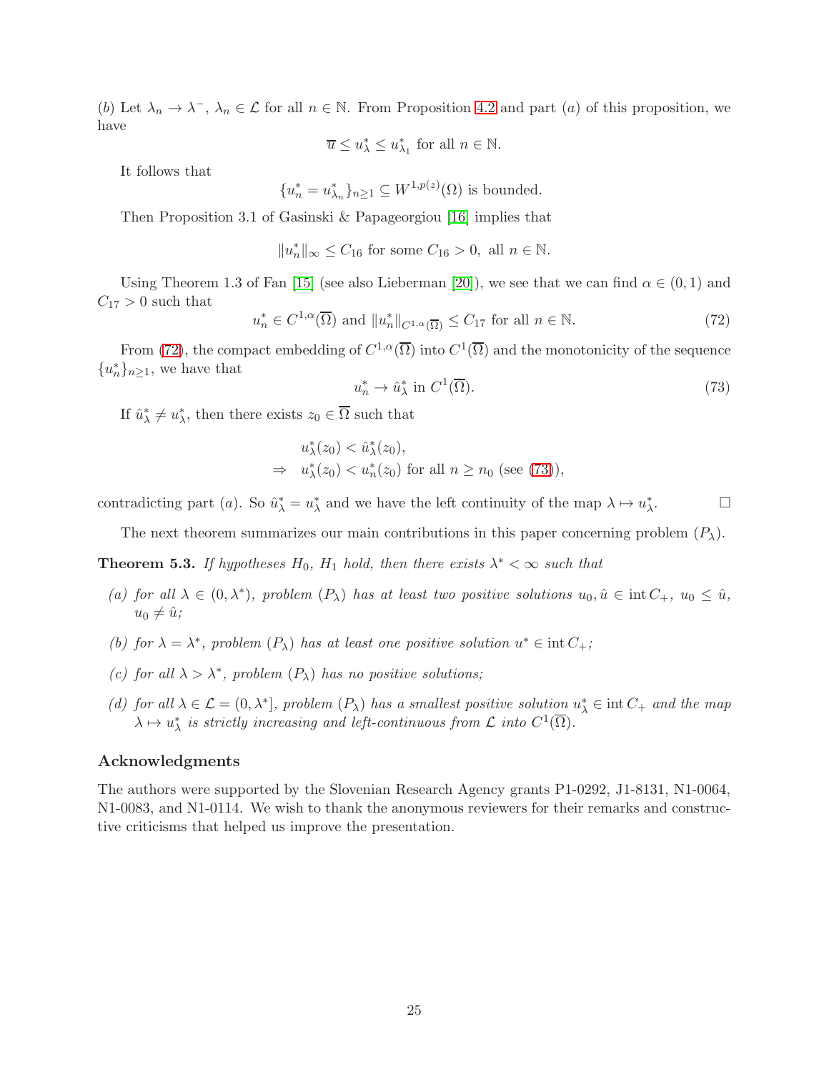(*b*) Let $\lambda_n \to \lambda^-$, $\lambda_n \in \mathcal{L}$ for all $n \in \mathbb{N}$. From Proposition 4.2 and part (*a*) of this proposition, we have

$$\overline{u} \le u_\lambda^* \le u_{\lambda_1}^* \text{ for all } n \in \mathbb{N}.$$

It follows that

$$\{u_n^* = u_{\lambda_n}^*\}_{n\ge1} \subseteq W^{1,p(z)}(\Omega) \text{ is bounded.}$$

Then Proposition 3.1 of Gasinski & Papageorgiou [16] implies that

$$\|u_n^*\|_\infty \le C_{16} \text{ for some } C_{16} > 0, \text{ all } n \in \mathbb{N}.$$

Using Theorem 1.3 of Fan [15] (see also Lieberman [20]), we see that we can find $\alpha \in (0,1)$ and $C_{17} > 0$ such that

$$u_n^* \in C^{1,\alpha}(\overline{\Omega}) \text{ and } \|u_n^*\|_{C^{1,\alpha}(\overline{\Omega})} \le C_{17} \text{ for all } n \in \mathbb{N}. \tag{72}$$

From (72), the compact embedding of $C^{1,\alpha}(\overline{\Omega})$ into $C^1(\overline{\Omega})$ and the monotonicity of the sequence $\{u_n^*\}_{n\ge1}$, we have that

$$u_n^* \to \hat{u}_\lambda^* \text{ in } C^1(\overline{\Omega}). \tag{73}$$

If $\hat{u}_\lambda^* \ne u_\lambda^*$, then there exists $z_0 \in \overline{\Omega}$ such that

$$\begin{aligned} & u_\lambda^*(z_0) < \hat{u}_\lambda^*(z_0), \\ \Rightarrow \quad & u_\lambda^*(z_0) < u_n^*(z_0) \text{ for all } n \ge n_0 \text{ (see (73))}, \end{aligned}$$

contradicting part (*a*). So $\hat{u}_\lambda^* = u_\lambda^*$ and we have the left continuity of the map $\lambda \mapsto u_\lambda^*$. □

The next theorem summarizes our main contributions in this paper concerning problem $(P_\lambda)$.

**Theorem 5.3.** *If hypotheses $H_0$, $H_1$ hold, then there exists $\lambda^* < \infty$ such that*

- *(a) for all $\lambda \in (0, \lambda^*)$, problem $(P_\lambda)$ has at least two positive solutions $u_0, \hat{u} \in \operatorname{int} C_+$, $u_0 \le \hat{u}$, $u_0 \ne \hat{u}$;*
- *(b) for $\lambda = \lambda^*$, problem $(P_\lambda)$ has at least one positive solution $u^* \in \operatorname{int} C_+$;*
- *(c) for all $\lambda > \lambda^*$, problem $(P_\lambda)$ has no positive solutions;*
- *(d) for all $\lambda \in \mathcal{L} = (0, \lambda^*]$, problem $(P_\lambda)$ has a smallest positive solution $u_\lambda^* \in \operatorname{int} C_+$ and the map $\lambda \mapsto u_\lambda^*$ is strictly increasing and left-continuous from $\mathcal{L}$ into $C^1(\overline{\Omega})$.*

## Acknowledgments

The authors were supported by the Slovenian Research Agency grants P1-0292, J1-8131, N1-0064, N1-0083, and N1-0114. We wish to thank the anonymous reviewers for their remarks and constructive criticisms that helped us improve the presentation.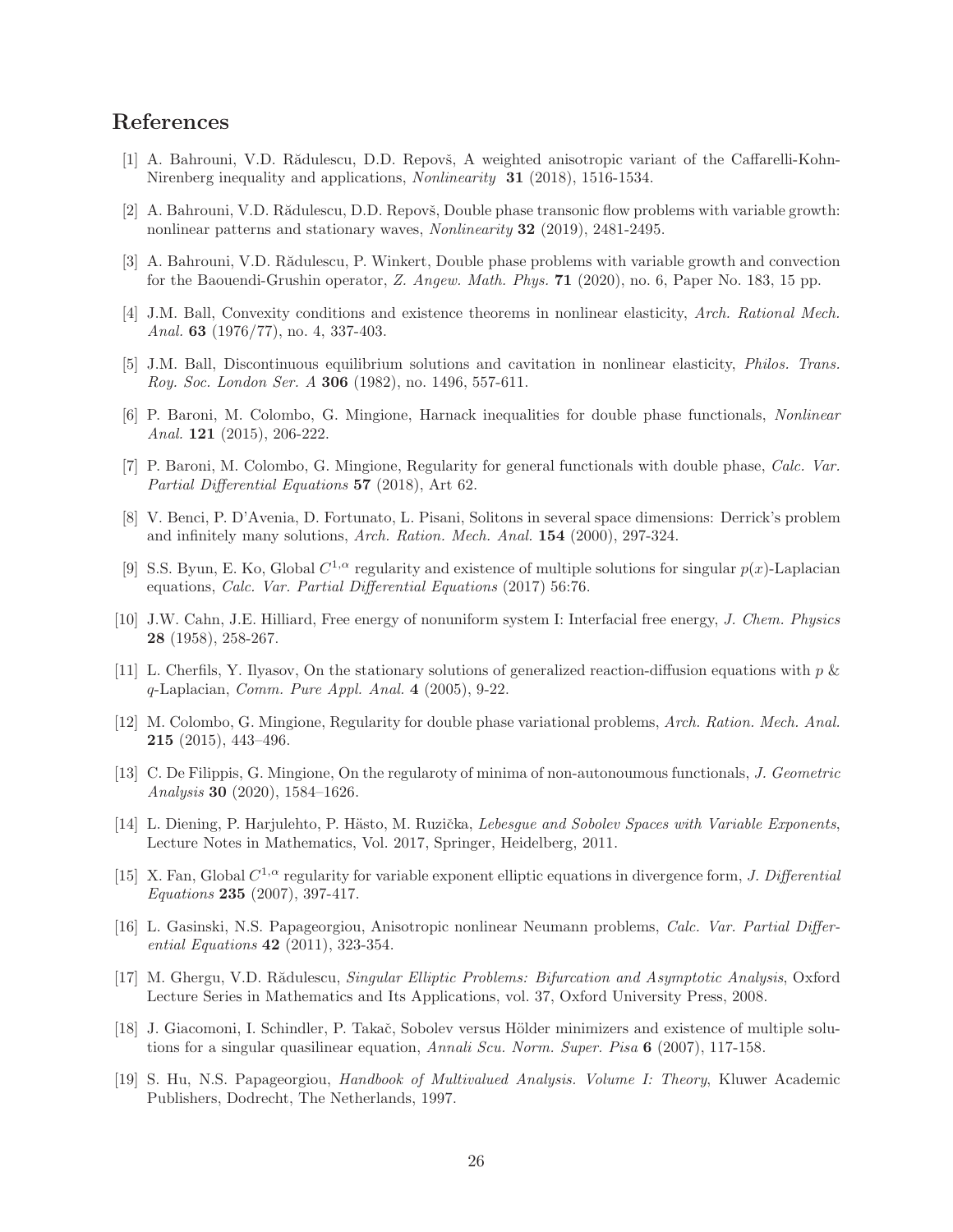## References

[1] A. Bahrouni, V.D. Rădulescu, D.D. Repovš, A weighted anisotropic variant of the Caffarelli-Kohn-Nirenberg inequality and applications, *Nonlinearity* **31** (2018), 1516-1534.

[2] A. Bahrouni, V.D. Rădulescu, D.D. Repovš, Double phase transonic flow problems with variable growth: nonlinear patterns and stationary waves, *Nonlinearity* **32** (2019), 2481-2495.

[3] A. Bahrouni, V.D. Rădulescu, P. Winkert, Double phase problems with variable growth and convection for the Baouendi-Grushin operator, *Z. Angew. Math. Phys.* **71** (2020), no. 6, Paper No. 183, 15 pp.

[4] J.M. Ball, Convexity conditions and existence theorems in nonlinear elasticity, *Arch. Rational Mech. Anal.* **63** (1976/77), no. 4, 337-403.

[5] J.M. Ball, Discontinuous equilibrium solutions and cavitation in nonlinear elasticity, *Philos. Trans. Roy. Soc. London Ser. A* **306** (1982), no. 1496, 557-611.

[6] P. Baroni, M. Colombo, G. Mingione, Harnack inequalities for double phase functionals, *Nonlinear Anal.* **121** (2015), 206-222.

[7] P. Baroni, M. Colombo, G. Mingione, Regularity for general functionals with double phase, *Calc. Var. Partial Differential Equations* **57** (2018), Art 62.

[8] V. Benci, P. D'Avenia, D. Fortunato, L. Pisani, Solitons in several space dimensions: Derrick's problem and infinitely many solutions, *Arch. Ration. Mech. Anal.* **154** (2000), 297-324.

[9] S.S. Byun, E. Ko, Global $C^{1,\alpha}$ regularity and existence of multiple solutions for singular $p(x)$-Laplacian equations, *Calc. Var. Partial Differential Equations* (2017) 56:76.

[10] J.W. Cahn, J.E. Hilliard, Free energy of nonuniform system I: Interfacial free energy, *J. Chem. Physics* **28** (1958), 258-267.

[11] L. Cherfils, Y. Ilyasov, On the stationary solutions of generalized reaction-diffusion equations with $p$ & $q$-Laplacian, *Comm. Pure Appl. Anal.* **4** (2005), 9-22.

[12] M. Colombo, G. Mingione, Regularity for double phase variational problems, *Arch. Ration. Mech. Anal.* **215** (2015), 443–496.

[13] C. De Filippis, G. Mingione, On the regularoty of minima of non-autonoumous functionals, *J. Geometric Analysis* **30** (2020), 1584–1626.

[14] L. Diening, P. Harjulehto, P. Hästo, M. Ruzička, *Lebesgue and Sobolev Spaces with Variable Exponents*, Lecture Notes in Mathematics, Vol. 2017, Springer, Heidelberg, 2011.

[15] X. Fan, Global $C^{1,\alpha}$ regularity for variable exponent elliptic equations in divergence form, *J. Differential Equations* **235** (2007), 397-417.

[16] L. Gasinski, N.S. Papageorgiou, Anisotropic nonlinear Neumann problems, *Calc. Var. Partial Differential Equations* **42** (2011), 323-354.

[17] M. Ghergu, V.D. Rădulescu, *Singular Elliptic Problems: Bifurcation and Asymptotic Analysis*, Oxford Lecture Series in Mathematics and Its Applications, vol. 37, Oxford University Press, 2008.

[18] J. Giacomoni, I. Schindler, P. Takač, Sobolev versus Hölder minimizers and existence of multiple solutions for a singular quasilinear equation, *Annali Scu. Norm. Super. Pisa* **6** (2007), 117-158.

[19] S. Hu, N.S. Papageorgiou, *Handbook of Multivalued Analysis. Volume I: Theory*, Kluwer Academic Publishers, Dodrecht, The Netherlands, 1997.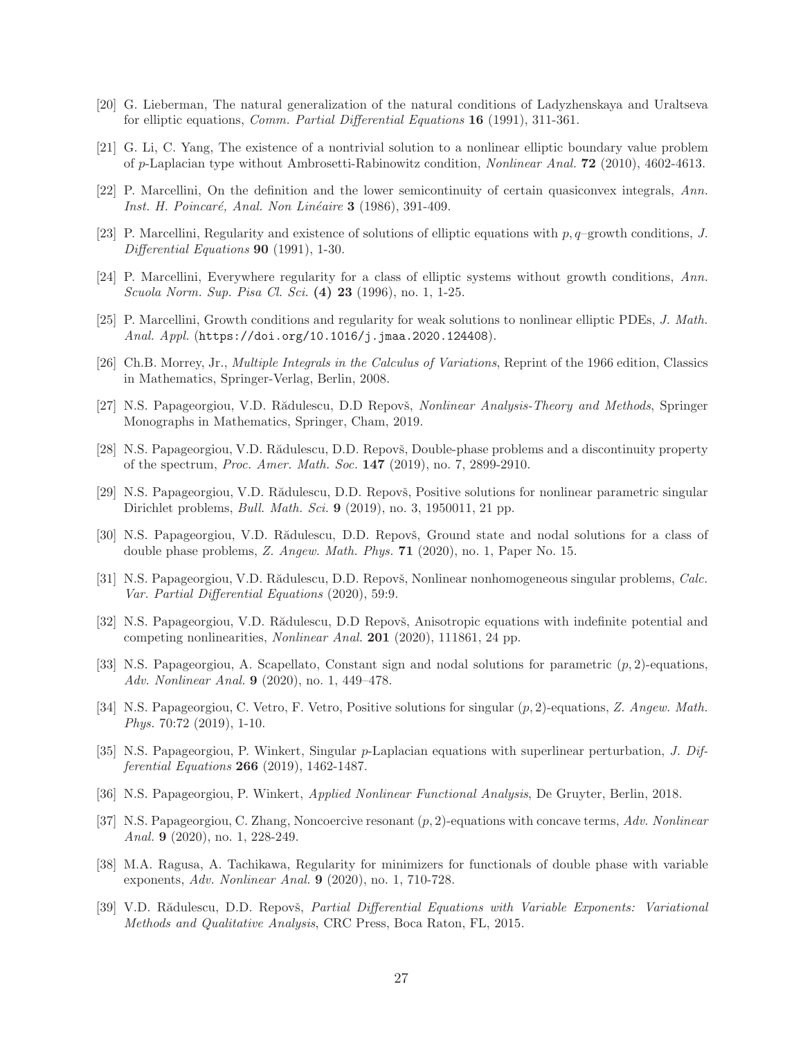[20] G. Lieberman, The natural generalization of the natural conditions of Ladyzhenskaya and Uraltseva for elliptic equations, *Comm. Partial Differential Equations* **16** (1991), 311-361.

[21] G. Li, C. Yang, The existence of a nontrivial solution to a nonlinear elliptic boundary value problem of $p$-Laplacian type without Ambrosetti-Rabinowitz condition, *Nonlinear Anal.* **72** (2010), 4602-4613.

[22] P. Marcellini, On the definition and the lower semicontinuity of certain quasiconvex integrals, *Ann. Inst. H. Poincaré, Anal. Non Linéaire* **3** (1986), 391-409.

[23] P. Marcellini, Regularity and existence of solutions of elliptic equations with $p,q$–growth conditions, *J. Differential Equations* **90** (1991), 1-30.

[24] P. Marcellini, Everywhere regularity for a class of elliptic systems without growth conditions, *Ann. Scuola Norm. Sup. Pisa Cl. Sci.* **(4) 23** (1996), no. 1, 1-25.

[25] P. Marcellini, Growth conditions and regularity for weak solutions to nonlinear elliptic PDEs, *J. Math. Anal. Appl.* (`https://doi.org/10.1016/j.jmaa.2020.124408`).

[26] Ch.B. Morrey, Jr., *Multiple Integrals in the Calculus of Variations*, Reprint of the 1966 edition, Classics in Mathematics, Springer-Verlag, Berlin, 2008.

[27] N.S. Papageorgiou, V.D. Rădulescu, D.D Repovš, *Nonlinear Analysis-Theory and Methods*, Springer Monographs in Mathematics, Springer, Cham, 2019.

[28] N.S. Papageorgiou, V.D. Rădulescu, D.D. Repovš, Double-phase problems and a discontinuity property of the spectrum, *Proc. Amer. Math. Soc.* **147** (2019), no. 7, 2899-2910.

[29] N.S. Papageorgiou, V.D. Rădulescu, D.D. Repovš, Positive solutions for nonlinear parametric singular Dirichlet problems, *Bull. Math. Sci.* **9** (2019), no. 3, 1950011, 21 pp.

[30] N.S. Papageorgiou, V.D. Rădulescu, D.D. Repovš, Ground state and nodal solutions for a class of double phase problems, *Z. Angew. Math. Phys.* **71** (2020), no. 1, Paper No. 15.

[31] N.S. Papageorgiou, V.D. Rădulescu, D.D. Repovš, Nonlinear nonhomogeneous singular problems, *Calc. Var. Partial Differential Equations* (2020), 59:9.

[32] N.S. Papageorgiou, V.D. Rădulescu, D.D Repovš, Anisotropic equations with indefinite potential and competing nonlinearities, *Nonlinear Anal.* **201** (2020), 111861, 24 pp.

[33] N.S. Papageorgiou, A. Scapellato, Constant sign and nodal solutions for parametric $(p,2)$-equations, *Adv. Nonlinear Anal.* **9** (2020), no. 1, 449–478.

[34] N.S. Papageorgiou, C. Vetro, F. Vetro, Positive solutions for singular $(p,2)$-equations, *Z. Angew. Math. Phys.* 70:72 (2019), 1-10.

[35] N.S. Papageorgiou, P. Winkert, Singular $p$-Laplacian equations with superlinear perturbation, *J. Differential Equations* **266** (2019), 1462-1487.

[36] N.S. Papageorgiou, P. Winkert, *Applied Nonlinear Functional Analysis*, De Gruyter, Berlin, 2018.

[37] N.S. Papageorgiou, C. Zhang, Noncoercive resonant $(p,2)$-equations with concave terms, *Adv. Nonlinear Anal.* **9** (2020), no. 1, 228-249.

[38] M.A. Ragusa, A. Tachikawa, Regularity for minimizers for functionals of double phase with variable exponents, *Adv. Nonlinear Anal.* **9** (2020), no. 1, 710-728.

[39] V.D. Rădulescu, D.D. Repovš, *Partial Differential Equations with Variable Exponents: Variational Methods and Qualitative Analysis*, CRC Press, Boca Raton, FL, 2015.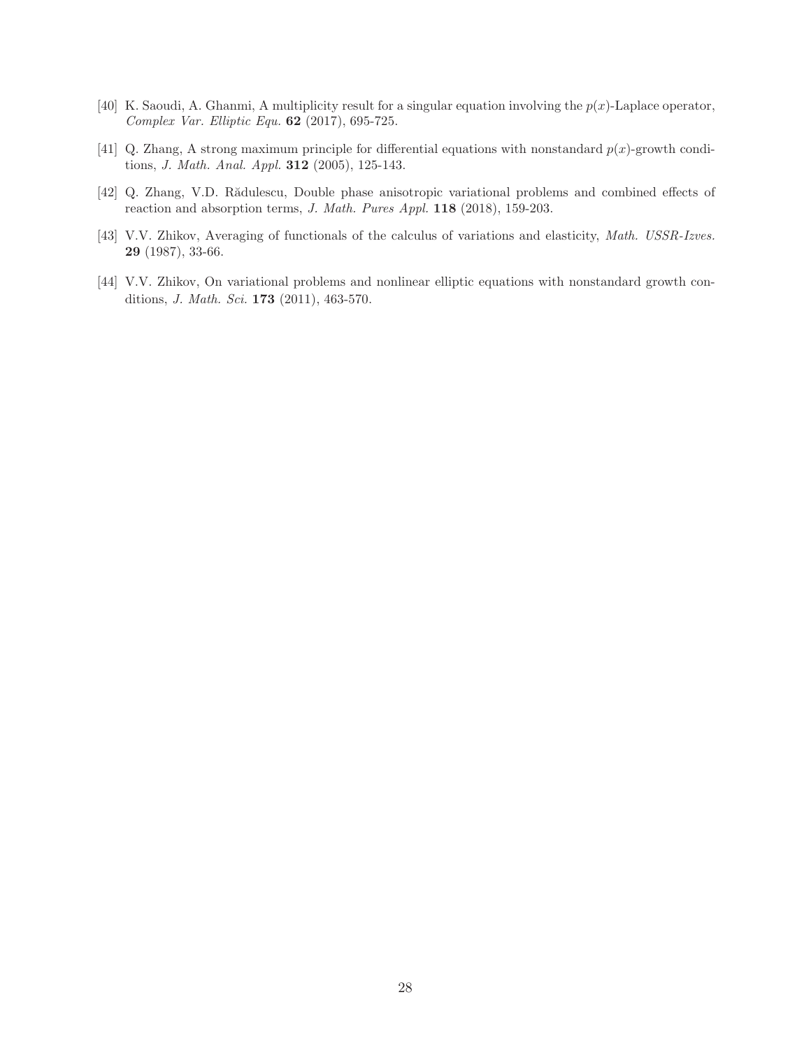[40] K. Saoudi, A. Ghanmi, A multiplicity result for a singular equation involving the $p(x)$-Laplace operator, *Complex Var. Elliptic Equ.* **62** (2017), 695-725.

[41] Q. Zhang, A strong maximum principle for differential equations with nonstandard $p(x)$-growth conditions, *J. Math. Anal. Appl.* **312** (2005), 125-143.

[42] Q. Zhang, V.D. Rădulescu, Double phase anisotropic variational problems and combined effects of reaction and absorption terms, *J. Math. Pures Appl.* **118** (2018), 159-203.

[43] V.V. Zhikov, Averaging of functionals of the calculus of variations and elasticity, *Math. USSR-Izves.* **29** (1987), 33-66.

[44] V.V. Zhikov, On variational problems and nonlinear elliptic equations with nonstandard growth conditions, *J. Math. Sci.* **173** (2011), 463-570.